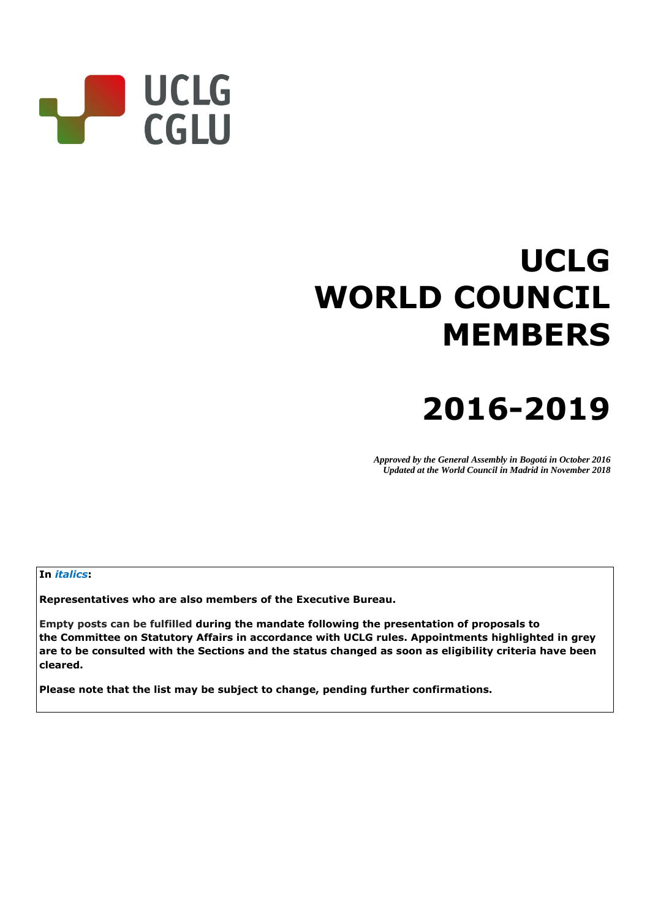UCLG
CGLU

# UCLG WORLD COUNCIL MEMBERS

# 2016-2019

*Approved by the General Assembly in Bogotá in October 2016*
*Updated at the World Council in Madrid in November 2018*

**In *italics*:**

**Representatives who are also members of the Executive Bureau.**

**Empty posts can be fulfilled during the mandate following the presentation of proposals to the Committee on Statutory Affairs in accordance with UCLG rules. Appointments highlighted in grey are to be consulted with the Sections and the status changed as soon as eligibility criteria have been cleared.**

**Please note that the list may be subject to change, pending further confirmations.**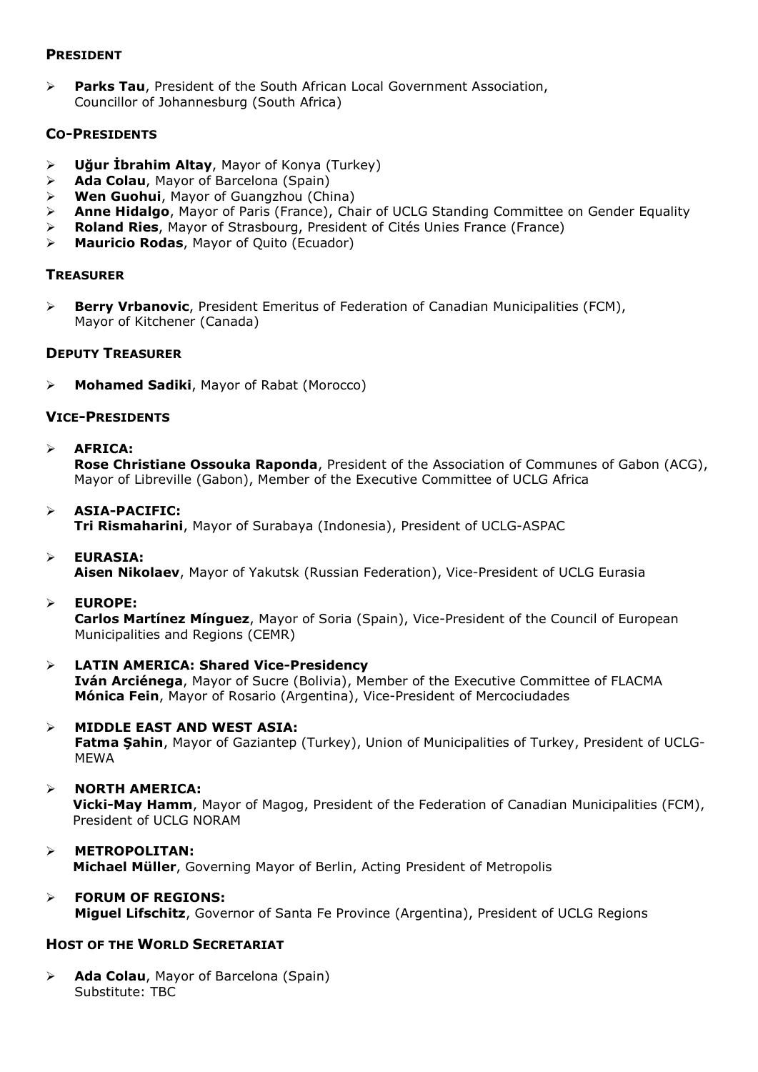## President

- **Parks Tau**, President of the South African Local Government Association, Councillor of Johannesburg (South Africa)

## Co-Presidents

- **Uğur İbrahim Altay**, Mayor of Konya (Turkey)
- **Ada Colau**, Mayor of Barcelona (Spain)
- **Wen Guohui**, Mayor of Guangzhou (China)
- **Anne Hidalgo**, Mayor of Paris (France), Chair of UCLG Standing Committee on Gender Equality
- **Roland Ries**, Mayor of Strasbourg, President of Cités Unies France (France)
- **Mauricio Rodas**, Mayor of Quito (Ecuador)

## Treasurer

- **Berry Vrbanovic**, President Emeritus of Federation of Canadian Municipalities (FCM), Mayor of Kitchener (Canada)

## Deputy Treasurer

- **Mohamed Sadiki**, Mayor of Rabat (Morocco)

## Vice-Presidents

- **AFRICA:**
  **Rose Christiane Ossouka Raponda**, President of the Association of Communes of Gabon (ACG), Mayor of Libreville (Gabon), Member of the Executive Committee of UCLG Africa

- **ASIA-PACIFIC:**
  **Tri Rismaharini**, Mayor of Surabaya (Indonesia), President of UCLG-ASPAC

- **EURASIA:**
  **Aisen Nikolaev**, Mayor of Yakutsk (Russian Federation), Vice-President of UCLG Eurasia

- **EUROPE:**
  **Carlos Martínez Mínguez**, Mayor of Soria (Spain), Vice-President of the Council of European Municipalities and Regions (CEMR)

- **LATIN AMERICA: Shared Vice-Presidency**
  **Iván Arciénega**, Mayor of Sucre (Bolivia), Member of the Executive Committee of FLACMA
  **Mónica Fein**, Mayor of Rosario (Argentina), Vice-President of Mercociudades

- **MIDDLE EAST AND WEST ASIA:**
  **Fatma Şahin**, Mayor of Gaziantep (Turkey), Union of Municipalities of Turkey, President of UCLG-MEWA

- **NORTH AMERICA:**
  **Vicki-May Hamm**, Mayor of Magog, President of the Federation of Canadian Municipalities (FCM), President of UCLG NORAM

- **METROPOLITAN:**
  **Michael Müller**, Governing Mayor of Berlin, Acting President of Metropolis

- **FORUM OF REGIONS:**
  **Miguel Lifschitz**, Governor of Santa Fe Province (Argentina), President of UCLG Regions

## Host of the World Secretariat

- **Ada Colau**, Mayor of Barcelona (Spain)
  Substitute: TBC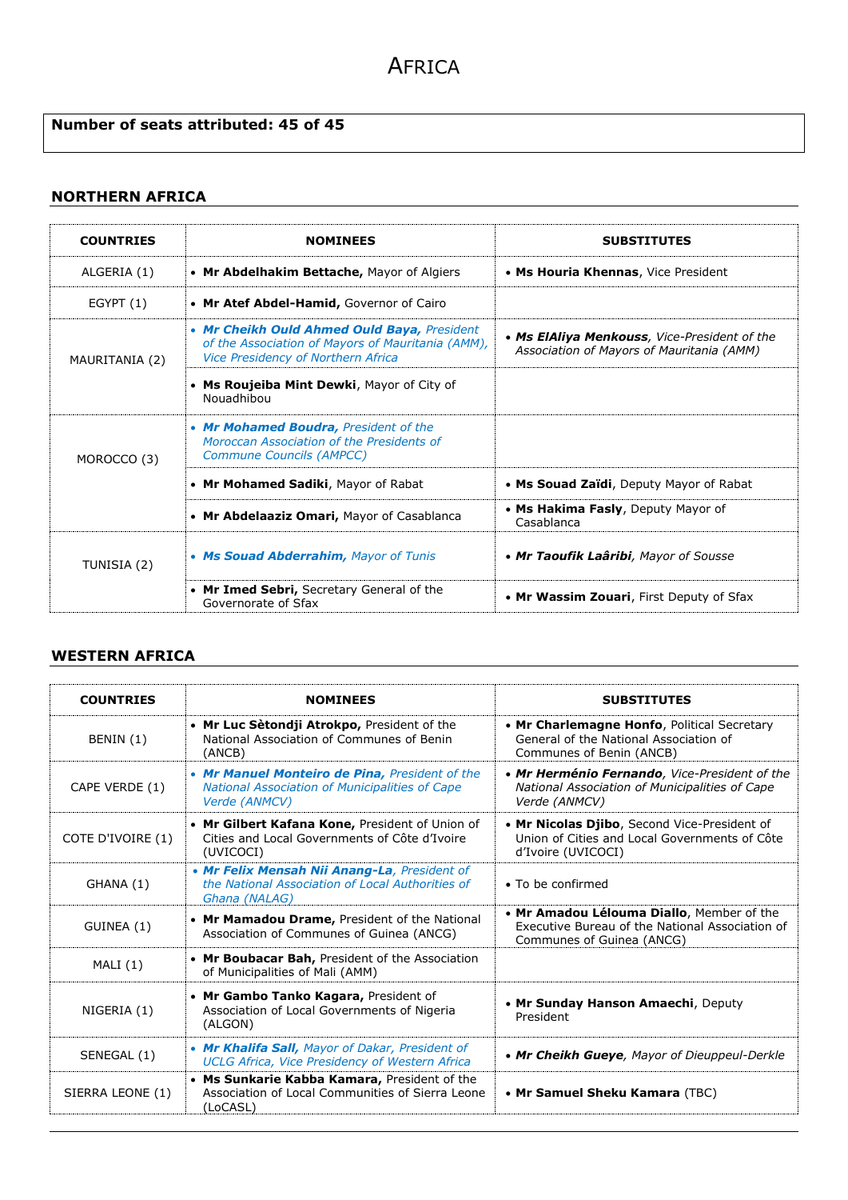# AFRICA

**Number of seats attributed: 45 of 45**

## NORTHERN AFRICA

| COUNTRIES | NOMINEES | SUBSTITUTES |
|---|---|---|
| ALGERIA (1) | • **Mr Abdelhakim Bettache,** Mayor of Algiers | • **Ms Houria Khennas**, Vice President |
| EGYPT (1) | • **Mr Atef Abdel-Hamid,** Governor of Cairo | |
| MAURITANIA (2) | • ***Mr Cheikh Ould Ahmed Ould Baya,*** *President of the Association of Mayors of Mauritania (AMM), Vice Presidency of Northern Africa* | • ***Ms ElAliya Menkouss***, *Vice-President of the Association of Mayors of Mauritania (AMM)* |
| | • **Ms Roujeiba Mint Dewki**, Mayor of City of Nouadhibou | |
| MOROCCO (3) | • ***Mr Mohamed Boudra,*** *President of the Moroccan Association of the Presidents of Commune Councils (AMPCC)* | |
| | • **Mr Mohamed Sadiki**, Mayor of Rabat | • **Ms Souad Zaïdi**, Deputy Mayor of Rabat |
| | • **Mr Abdelaaziz Omari,** Mayor of Casablanca | • **Ms Hakima Fasly**, Deputy Mayor of Casablanca |
| TUNISIA (2) | • ***Ms Souad Abderrahim,*** *Mayor of Tunis* | • ***Mr Taoufik Laâribi***, *Mayor of Sousse* |
| | • **Mr Imed Sebri,** Secretary General of the Governorate of Sfax | • **Mr Wassim Zouari**, First Deputy of Sfax |

## WESTERN AFRICA

| COUNTRIES | NOMINEES | SUBSTITUTES |
|---|---|---|
| BENIN (1) | • **Mr Luc Sètondji Atrokpo,** President of the National Association of Communes of Benin (ANCB) | • **Mr Charlemagne Honfo**, Political Secretary General of the National Association of Communes of Benin (ANCB) |
| CAPE VERDE (1) | • ***Mr Manuel Monteiro de Pina,*** *President of the National Association of Municipalities of Cape Verde (ANMCV)* | • ***Mr Herménio Fernando***, *Vice-President of the National Association of Municipalities of Cape Verde (ANMCV)* |
| COTE D'IVOIRE (1) | • **Mr Gilbert Kafana Kone,** President of Union of Cities and Local Governments of Côte d'Ivoire (UVICOCI) | • **Mr Nicolas Djibo**, Second Vice-President of Union of Cities and Local Governments of Côte d'Ivoire (UVICOCI) |
| GHANA (1) | • ***Mr Felix Mensah Nii Anang-La***, *President of the National Association of Local Authorities of Ghana (NALAG)* | • To be confirmed |
| GUINEA (1) | • **Mr Mamadou Drame,** President of the National Association of Communes of Guinea (ANCG) | • **Mr Amadou Lélouma Diallo**, Member of the Executive Bureau of the National Association of Communes of Guinea (ANCG) |
| MALI (1) | • **Mr Boubacar Bah,** President of the Association of Municipalities of Mali (AMM) | |
| NIGERIA (1) | • **Mr Gambo Tanko Kagara,** President of Association of Local Governments of Nigeria (ALGON) | • **Mr Sunday Hanson Amaechi**, Deputy President |
| SENEGAL (1) | • ***Mr Khalifa Sall,*** *Mayor of Dakar, President of UCLG Africa, Vice Presidency of Western Africa* | • ***Mr Cheikh Gueye***, *Mayor of Dieuppeul-Derkle* |
| SIERRA LEONE (1) | • **Ms Sunkarie Kabba Kamara,** President of the Association of Local Communities of Sierra Leone (LoCASL) | • **Mr Samuel Sheku Kamara** (TBC) |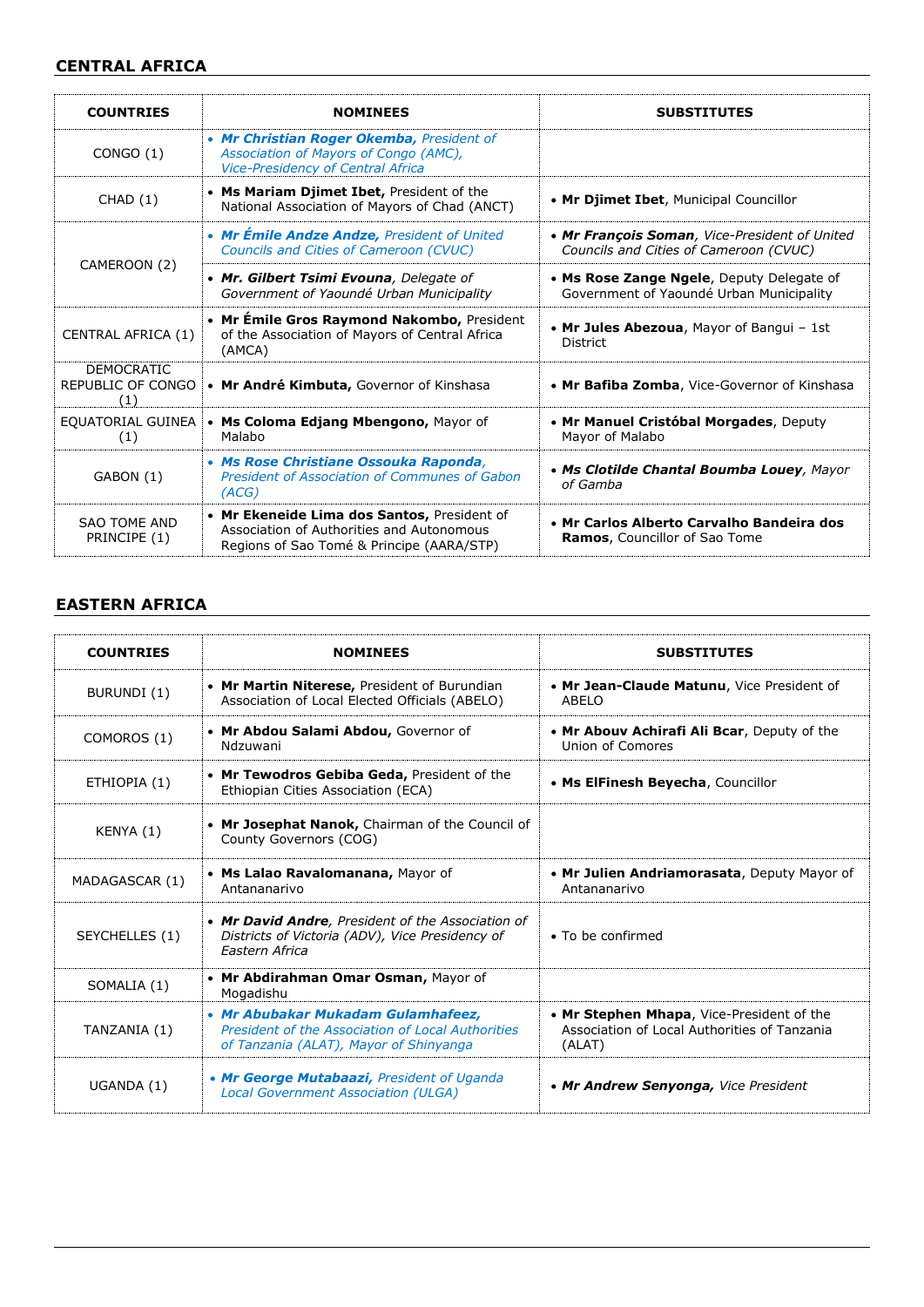## CENTRAL AFRICA

| COUNTRIES | NOMINEES | SUBSTITUTES |
|---|---|---|
| CONGO (1) | • ***Mr Christian Roger Okemba,*** *President of Association of Mayors of Congo (AMC), Vice-Presidency of Central Africa* | |
| CHAD (1) | • **Ms Mariam Djimet Ibet,** President of the National Association of Mayors of Chad (ANCT) | • **Mr Djimet Ibet**, Municipal Councillor |
| CAMEROON (2) | • ***Mr Émile Andze Andze,*** *President of United Councils and Cities of Cameroon (CVUC)* | • ***Mr François Soman****, Vice-President of United Councils and Cities of Cameroon (CVUC)* |
| | • ***Mr. Gilbert Tsimi Evouna****, Delegate of Government of Yaoundé Urban Municipality* | • **Ms Rose Zange Ngele**, Deputy Delegate of Government of Yaoundé Urban Municipality |
| CENTRAL AFRICA (1) | • **Mr Émile Gros Raymond Nakombo,** President of the Association of Mayors of Central Africa (AMCA) | • **Mr Jules Abezoua**, Mayor of Bangui – 1st District |
| DEMOCRATIC REPUBLIC OF CONGO (1) | • **Mr André Kimbuta,** Governor of Kinshasa | • **Mr Bafiba Zomba**, Vice-Governor of Kinshasa |
| EQUATORIAL GUINEA (1) | • **Ms Coloma Edjang Mbengono,** Mayor of Malabo | • **Mr Manuel Cristóbal Morgades**, Deputy Mayor of Malabo |
| GABON (1) | • ***Ms Rose Christiane Ossouka Raponda****, President of Association of Communes of Gabon (ACG)* | • ***Ms Clotilde Chantal Boumba Louey****, Mayor of Gamba* |
| SAO TOME AND PRINCIPE (1) | • **Mr Ekeneide Lima dos Santos,** President of Association of Authorities and Autonomous Regions of Sao Tomé & Principe (AARA/STP) | • **Mr Carlos Alberto Carvalho Bandeira dos Ramos**, Councillor of Sao Tome |

## EASTERN AFRICA

| COUNTRIES | NOMINEES | SUBSTITUTES |
|---|---|---|
| BURUNDI (1) | • **Mr Martin Niterese,** President of Burundian Association of Local Elected Officials (ABELO) | • **Mr Jean-Claude Matunu**, Vice President of ABELO |
| COMOROS (1) | • **Mr Abdou Salami Abdou,** Governor of Ndzuwani | • **Mr Abouv Achirafi Ali Bcar**, Deputy of the Union of Comores |
| ETHIOPIA (1) | • **Mr Tewodros Gebiba Geda,** President of the Ethiopian Cities Association (ECA) | • **Ms ElFinesh Beyecha**, Councillor |
| KENYA (1) | • **Mr Josephat Nanok,** Chairman of the Council of County Governors (COG) | |
| MADAGASCAR (1) | • **Ms Lalao Ravalomanana,** Mayor of Antananarivo | • **Mr Julien Andriamorasata**, Deputy Mayor of Antananarivo |
| SEYCHELLES (1) | • ***Mr David Andre****, President of the Association of Districts of Victoria (ADV), Vice Presidency of Eastern Africa* | • To be confirmed |
| SOMALIA (1) | • **Mr Abdirahman Omar Osman,** Mayor of Mogadishu | |
| TANZANIA (1) | • ***Mr Abubakar Mukadam Gulamhafeez,*** *President of the Association of Local Authorities of Tanzania (ALAT), Mayor of Shinyanga* | • **Mr Stephen Mhapa**, Vice-President of the Association of Local Authorities of Tanzania (ALAT) |
| UGANDA (1) | • ***Mr George Mutabaazi,*** *President of Uganda Local Government Association (ULGA)* | • ***Mr Andrew Senyonga,*** *Vice President* |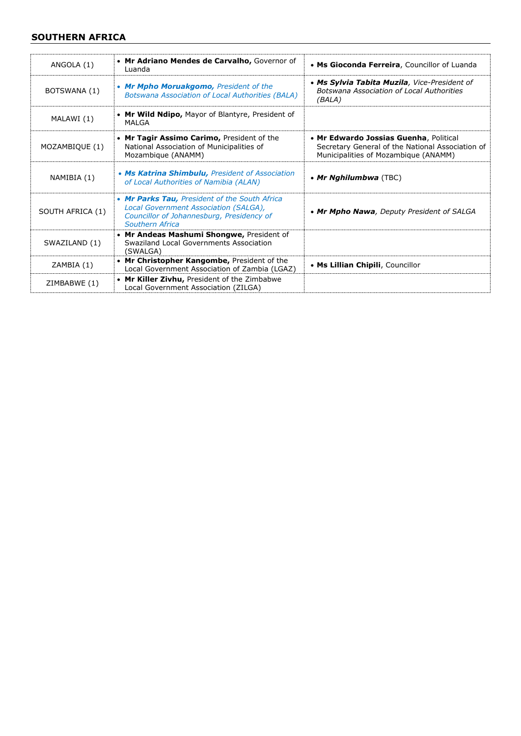## SOUTHERN AFRICA

| | | |
|---|---|---|
| ANGOLA (1) | • **Mr Adriano Mendes de Carvalho,** Governor of Luanda | • **Ms Gioconda Ferreira**, Councillor of Luanda |
| BOTSWANA (1) | • ***Mr Mpho Moruakgomo,*** *President of the Botswana Association of Local Authorities (BALA)* | • ***Ms Sylvia Tabita Muzila****, Vice-President of Botswana Association of Local Authorities (BALA)* |
| MALAWI (1) | • **Mr Wild Ndipo,** Mayor of Blantyre, President of MALGA | |
| MOZAMBIQUE (1) | • **Mr Tagir Assimo Carimo,** President of the National Association of Municipalities of Mozambique (ANAMM) | • **Mr Edwardo Jossias Guenha**, Political Secretary General of the National Association of Municipalities of Mozambique (ANAMM) |
| NAMIBIA (1) | • ***Ms Katrina Shimbulu,*** *President of Association of Local Authorities of Namibia (ALAN)* | • ***Mr Nghilumbwa*** (TBC) |
| SOUTH AFRICA (1) | • ***Mr Parks Tau,*** *President of the South Africa Local Government Association (SALGA), Councillor of Johannesburg, Presidency of Southern Africa* | • ***Mr Mpho Nawa****, Deputy President of SALGA* |
| SWAZILAND (1) | • **Mr Andeas Mashumi Shongwe,** President of Swaziland Local Governments Association (SWALGA) | |
| ZAMBIA (1) | • **Mr Christopher Kangombe,** President of the Local Government Association of Zambia (LGAZ) | • **Ms Lillian Chipili**, Councillor |
| ZIMBABWE (1) | • **Mr Killer Zivhu,** President of the Zimbabwe Local Government Association (ZILGA) | |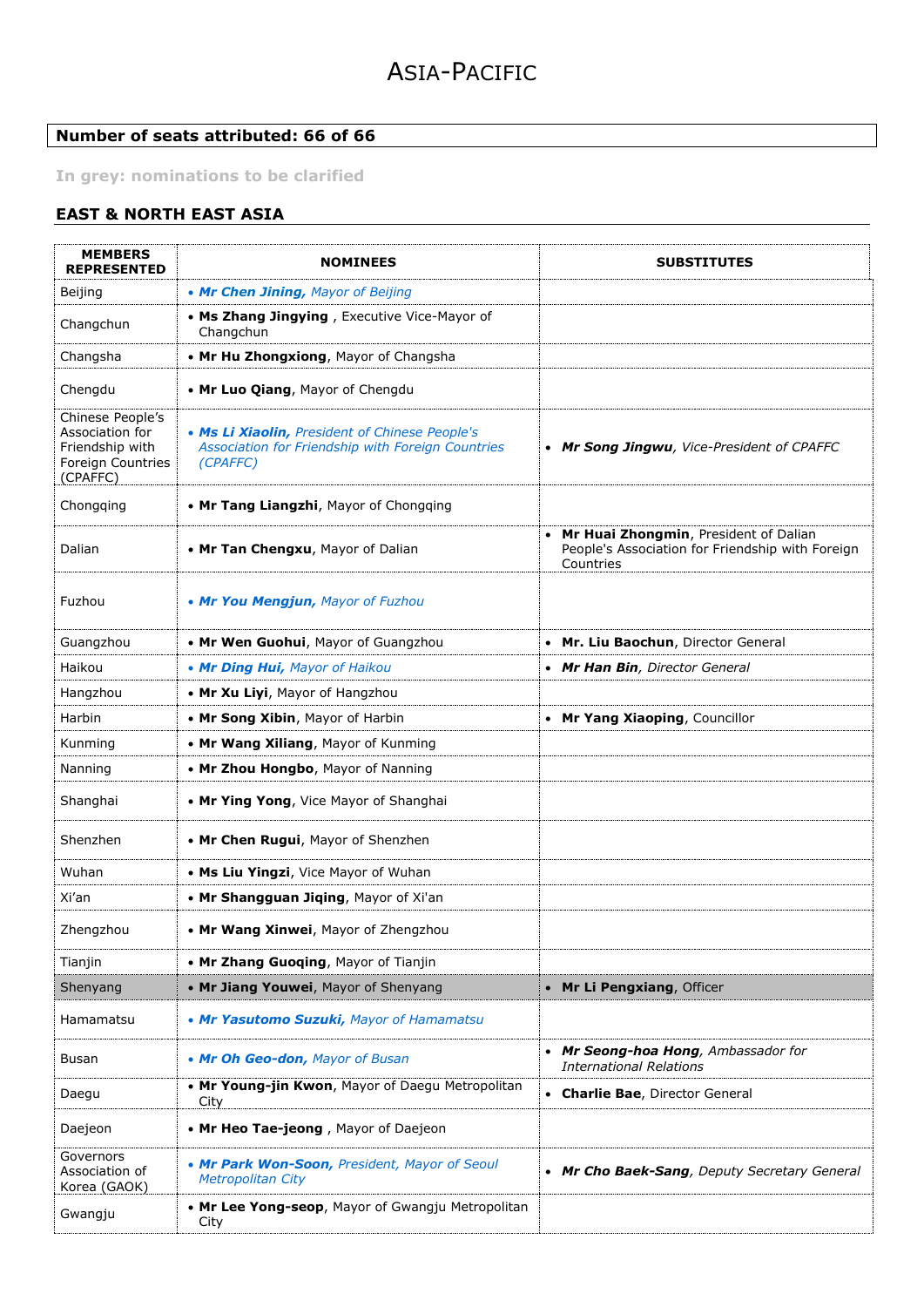# ASIA-PACIFIC

**Number of seats attributed: 66 of 66**

**In grey: nominations to be clarified**

## EAST & NORTH EAST ASIA

| MEMBERS REPRESENTED | NOMINEES | SUBSTITUTES |
|---|---|---|
| Beijing | • ***Mr Chen Jining,*** *Mayor of Beijing* | |
| Changchun | • **Ms Zhang Jingying** , Executive Vice-Mayor of Changchun | |
| Changsha | • **Mr Hu Zhongxiong**, Mayor of Changsha | |
| Chengdu | • **Mr Luo Qiang**, Mayor of Chengdu | |
| Chinese People's Association for Friendship with Foreign Countries (CPAFFC) | • ***Ms Li Xiaolin,*** *President of Chinese People's Association for Friendship with Foreign Countries (CPAFFC)* | • ***Mr Song Jingwu***, *Vice-President of CPAFFC* |
| Chongqing | • **Mr Tang Liangzhi**, Mayor of Chongqing | |
| Dalian | • **Mr Tan Chengxu**, Mayor of Dalian | • **Mr Huai Zhongmin**, President of Dalian People's Association for Friendship with Foreign Countries |
| Fuzhou | • ***Mr You Mengjun,*** *Mayor of Fuzhou* | |
| Guangzhou | • **Mr Wen Guohui**, Mayor of Guangzhou | • **Mr. Liu Baochun**, Director General |
| Haikou | • ***Mr Ding Hui,*** *Mayor of Haikou* | • ***Mr Han Bin***, *Director General* |
| Hangzhou | • **Mr Xu Liyi**, Mayor of Hangzhou | |
| Harbin | • **Mr Song Xibin**, Mayor of Harbin | • **Mr Yang Xiaoping**, Councillor |
| Kunming | • **Mr Wang Xiliang**, Mayor of Kunming | |
| Nanning | • **Mr Zhou Hongbo**, Mayor of Nanning | |
| Shanghai | • **Mr Ying Yong**, Vice Mayor of Shanghai | |
| Shenzhen | • **Mr Chen Rugui**, Mayor of Shenzhen | |
| Wuhan | • **Ms Liu Yingzi**, Vice Mayor of Wuhan | |
| Xi'an | • **Mr Shangguan Jiqing**, Mayor of Xi'an | |
| Zhengzhou | • **Mr Wang Xinwei**, Mayor of Zhengzhou | |
| Tianjin | • **Mr Zhang Guoqing**, Mayor of Tianjin | |
| Shenyang | • **Mr Jiang Youwei**, Mayor of Shenyang | • **Mr Li Pengxiang**, Officer |
| Hamamatsu | • ***Mr Yasutomo Suzuki,*** *Mayor of Hamamatsu* | |
| Busan | • ***Mr Oh Geo-don,*** *Mayor of Busan* | • ***Mr Seong-hoa Hong***, *Ambassador for International Relations* |
| Daegu | • **Mr Young-jin Kwon**, Mayor of Daegu Metropolitan City | • **Charlie Bae**, Director General |
| Daejeon | • **Mr Heo Tae-jeong** , Mayor of Daejeon | |
| Governors Association of Korea (GAOK) | • ***Mr Park Won-Soon,*** *President, Mayor of Seoul Metropolitan City* | • ***Mr Cho Baek-Sang***, *Deputy Secretary General* |
| Gwangju | • **Mr Lee Yong-seop**, Mayor of Gwangju Metropolitan City | |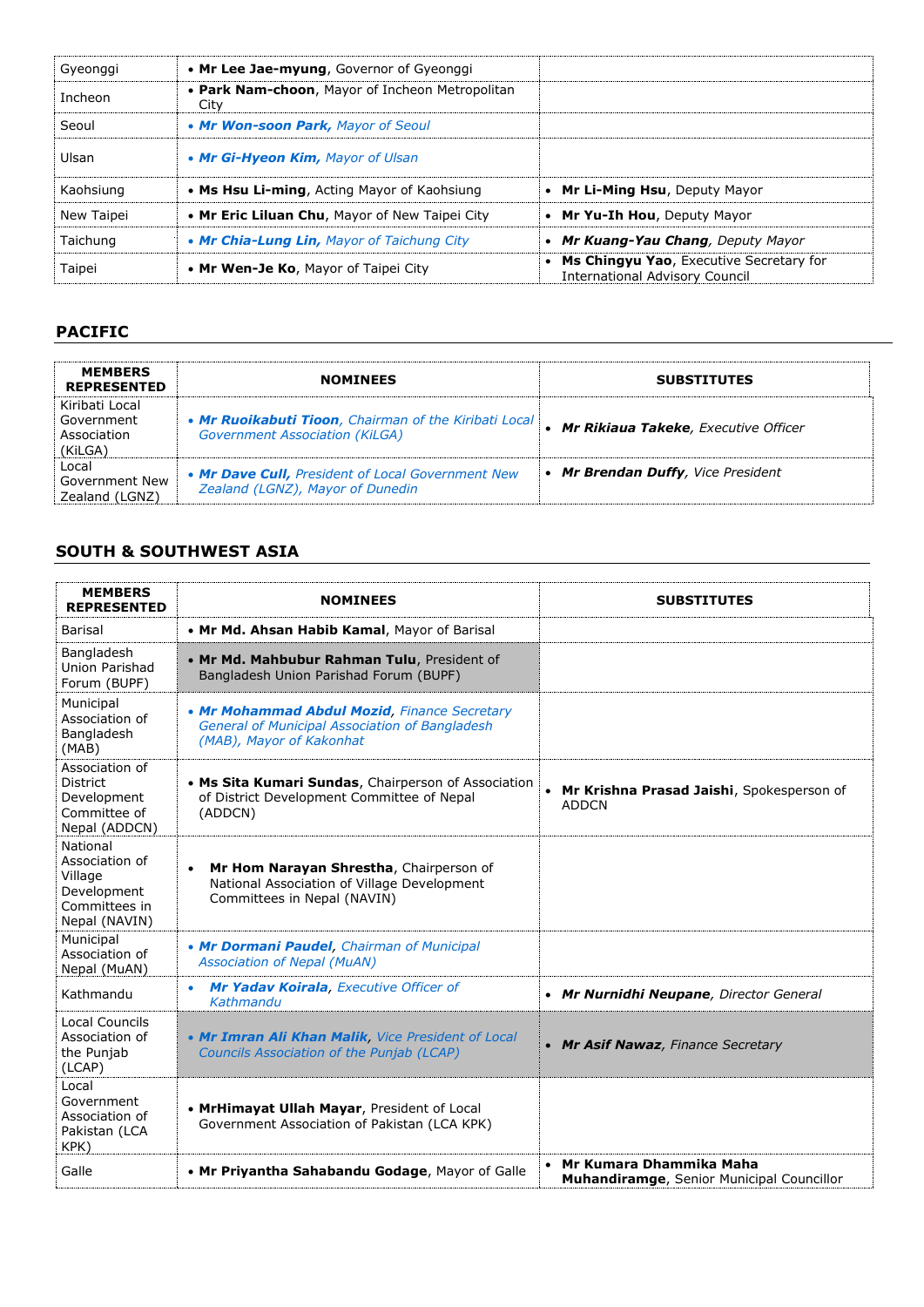| | | |
|---|---|---|
| Gyeonggi | • **Mr Lee Jae-myung**, Governor of Gyeonggi | |
| Incheon | • **Park Nam-choon**, Mayor of Incheon Metropolitan City | |
| Seoul | • ***Mr Won-soon Park**, Mayor of Seoul* | |
| Ulsan | • ***Mr Gi-Hyeon Kim**, Mayor of Ulsan* | |
| Kaohsiung | • **Ms Hsu Li-ming**, Acting Mayor of Kaohsiung | • **Mr Li-Ming Hsu**, Deputy Mayor |
| New Taipei | • **Mr Eric Liluan Chu**, Mayor of New Taipei City | • **Mr Yu-Ih Hou**, Deputy Mayor |
| Taichung | • ***Mr Chia-Lung Lin**, Mayor of Taichung City* | • ***Mr Kuang-Yau Chang**, Deputy Mayor* |
| Taipei | • **Mr Wen-Je Ko**, Mayor of Taipei City | • **Ms Chingyu Yao**, Executive Secretary for International Advisory Council |

## PACIFIC

| MEMBERS REPRESENTED | NOMINEES | SUBSTITUTES |
|---|---|---|
| Kiribati Local Government Association (KiLGA) | • ***Mr Ruoikabuti Tioon**, Chairman of the Kiribati Local Government Association (KiLGA)* | • ***Mr Rikiaua Takeke**, Executive Officer* |
| Local Government New Zealand (LGNZ) | • ***Mr Dave Cull**, President of Local Government New Zealand (LGNZ), Mayor of Dunedin* | • ***Mr Brendan Duffy**, Vice President* |

## SOUTH & SOUTHWEST ASIA

| MEMBERS REPRESENTED | NOMINEES | SUBSTITUTES |
|---|---|---|
| Barisal | • **Mr Md. Ahsan Habib Kamal**, Mayor of Barisal | |
| Bangladesh Union Parishad Forum (BUPF) | • **Mr Md. Mahbubur Rahman Tulu**, President of Bangladesh Union Parishad Forum (BUPF) | |
| Municipal Association of Bangladesh (MAB) | • ***Mr Mohammad Abdul Mozid**, Finance Secretary General of Municipal Association of Bangladesh (MAB), Mayor of Kakonhat* | |
| Association of District Development Committee of Nepal (ADDCN) | • **Ms Sita Kumari Sundas**, Chairperson of Association of District Development Committee of Nepal (ADDCN) | • **Mr Krishna Prasad Jaishi**, Spokesperson of ADDCN |
| National Association of Village Development Committees in Nepal (NAVIN) | • **Mr Hom Narayan Shrestha**, Chairperson of National Association of Village Development Committees in Nepal (NAVIN) | |
| Municipal Association of Nepal (MuAN) | • ***Mr Dormani Paudel**, Chairman of Municipal Association of Nepal (MuAN)* | |
| Kathmandu | • ***Mr Yadav Koirala**, Executive Officer of Kathmandu* | • ***Mr Nurnidhi Neupane**, Director General* |
| Local Councils Association of the Punjab (LCAP) | • ***Mr Imran Ali Khan Malik**, Vice President of Local Councils Association of the Punjab (LCAP)* | • ***Mr Asif Nawaz**, Finance Secretary* |
| Local Government Association of Pakistan (LCA KPK) | • **MrHimayat Ullah Mayar**, President of Local Government Association of Pakistan (LCA KPK) | |
| Galle | • **Mr Priyantha Sahabandu Godage**, Mayor of Galle | • **Mr Kumara Dhammika Maha Muhandiramge**, Senior Municipal Councillor |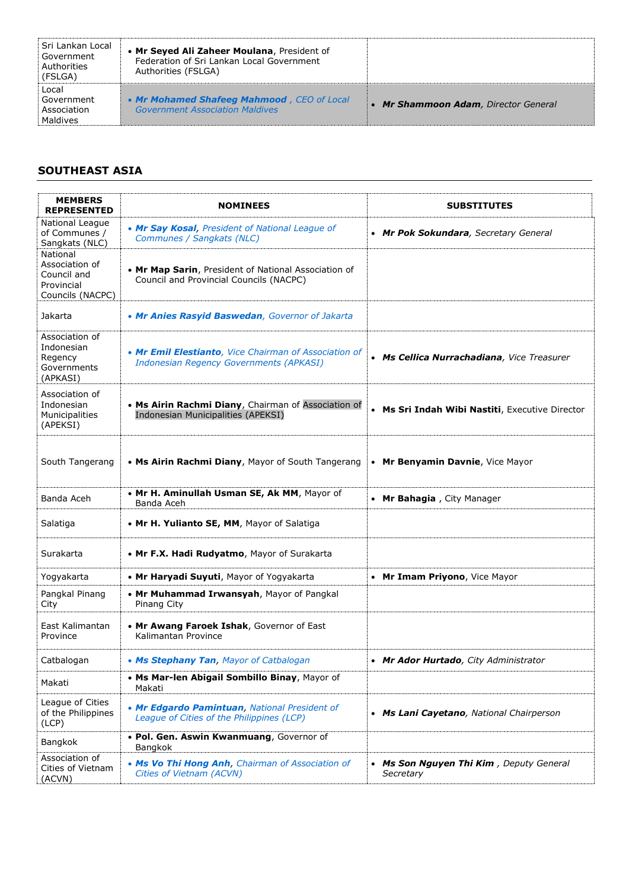| | | |
|---|---|---|
| Sri Lankan Local Government Authorities (FSLGA) | • **Mr Seyed Ali Zaheer Moulana**, President of Federation of Sri Lankan Local Government Authorities (FSLGA) | |
| Local Government Association Maldives | • ***Mr Mohamed Shafeeg Mahmood** , CEO of Local Government Association Maldives* | • ***Mr Shammoon Adam**, Director General* |

## SOUTHEAST ASIA

| MEMBERS REPRESENTED | NOMINEES | SUBSTITUTES |
|---|---|---|
| National League of Communes / Sangkats (NLC) | • ***Mr Say Kosal**, President of National League of Communes / Sangkats (NLC)* | • ***Mr Pok Sokundara**, Secretary General* |
| National Association of Council and Provincial Councils (NACPC) | • **Mr Map Sarin**, President of National Association of Council and Provincial Councils (NACPC) | |
| Jakarta | • ***Mr Anies Rasyid Baswedan**, Governor of Jakarta* | |
| Association of Indonesian Regency Governments (APKASI) | • ***Mr Emil Elestianto**, Vice Chairman of Association of Indonesian Regency Governments (APKASI)* | • ***Ms Cellica Nurrachadiana**, Vice Treasurer* |
| Association of Indonesian Municipalities (APEKSI) | • **Ms Airin Rachmi Diany**, Chairman of Association of Indonesian Municipalities (APEKSI) | • **Ms Sri Indah Wibi Nastiti**, Executive Director |
| South Tangerang | • **Ms Airin Rachmi Diany**, Mayor of South Tangerang | • **Mr Benyamin Davnie**, Vice Mayor |
| Banda Aceh | • **Mr H. Aminullah Usman SE, Ak MM**, Mayor of Banda Aceh | • **Mr Bahagia** , City Manager |
| Salatiga | • **Mr H. Yulianto SE, MM**, Mayor of Salatiga | |
| Surakarta | • **Mr F.X. Hadi Rudyatmo**, Mayor of Surakarta | |
| Yogyakarta | • **Mr Haryadi Suyuti**, Mayor of Yogyakarta | • **Mr Imam Priyono**, Vice Mayor |
| Pangkal Pinang City | • **Mr Muhammad Irwansyah**, Mayor of Pangkal Pinang City | |
| East Kalimantan Province | • **Mr Awang Faroek Ishak**, Governor of East Kalimantan Province | |
| Catbalogan | • ***Ms Stephany Tan**, Mayor of Catbalogan* | • ***Mr Ador Hurtado**, City Administrator* |
| Makati | • **Ms Mar-len Abigail Sombillo Binay**, Mayor of Makati | |
| League of Cities of the Philippines (LCP) | • ***Mr Edgardo Pamintuan**, National President of League of Cities of the Philippines (LCP)* | • ***Ms Lani Cayetano**, National Chairperson* |
| Bangkok | • **Pol. Gen. Aswin Kwanmuang**, Governor of Bangkok | |
| Association of Cities of Vietnam (ACVN) | • ***Ms Vo Thi Hong Anh**, Chairman of Association of Cities of Vietnam (ACVN)* | • ***Ms Son Nguyen Thi Kim** , Deputy General Secretary* |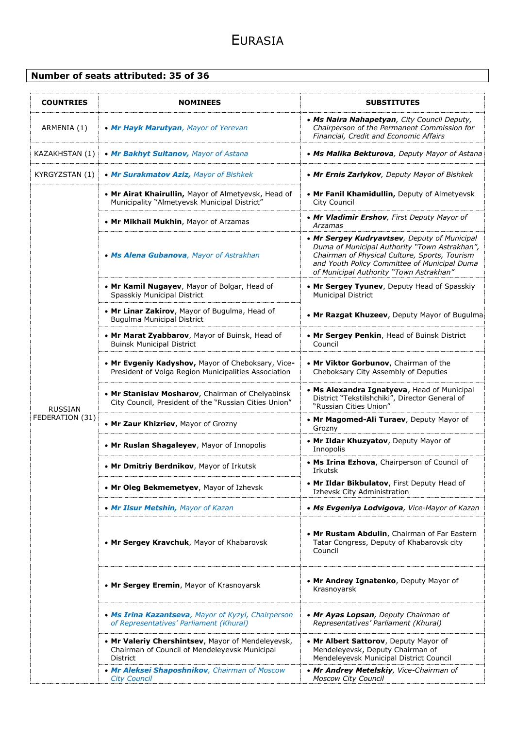# EURASIA

**Number of seats attributed: 35 of 36**

| COUNTRIES | NOMINEES | SUBSTITUTES |
|---|---|---|
| ARMENIA (1) | • ***Mr Hayk Marutyan**, Mayor of Yerevan* | • ***Ms Naira Nahapetyan**, City Council Deputy, Chairperson of the Permanent Commission for Financial, Credit and Economic Affairs* |
| KAZAKHSTAN (1) | • ***Mr Bakhyt Sultanov,** Mayor of Astana* | • ***Ms Malika Bekturova**, Deputy Mayor of Astana* |
| KYRGYZSTAN (1) | • ***Mr Surakmatov Aziz,** Mayor of Bishkek* | • ***Mr Ernis Zarlykov**, Deputy Mayor of Bishkek* |
| RUSSIAN FEDERATION (31) | • **Mr Airat Khairullin,** Mayor of Almetyevsk, Head of Municipality "Almetyevsk Municipal District" | • **Mr Fanil Khamidullin,** Deputy of Almetyevsk City Council |
| | • **Mr Mikhail Mukhin**, Mayor of Arzamas | • ***Mr Vladimir Ershov**, First Deputy Mayor of Arzamas* |
| | • ***Ms Alena Gubanova**, Mayor of Astrakhan* | • ***Mr Sergey Kudryavtsev**, Deputy of Municipal Duma of Municipal Authority "Town Astrakhan", Chairman of Physical Culture, Sports, Tourism and Youth Policy Committee of Municipal Duma of Municipal Authority "Town Astrakhan"* |
| | • **Mr Kamil Nugayev**, Mayor of Bolgar, Head of Spasskiy Municipal District | • **Mr Sergey Tyunev**, Deputy Head of Spasskiy Municipal District |
| | • **Mr Linar Zakirov**, Mayor of Bugulma, Head of Bugulma Municipal District | • **Mr Razgat Khuzeev**, Deputy Mayor of Bugulma |
| | • **Mr Marat Zyabbarov**, Mayor of Buinsk, Head of Buinsk Municipal District | • **Mr Sergey Penkin**, Head of Buinsk District Council |
| | • **Mr Evgeniy Kadyshov,** Mayor of Cheboksary, Vice-President of Volga Region Municipalities Association | • **Mr Viktor Gorbunov**, Chairman of the Cheboksary City Assembly of Deputies |
| | • **Mr Stanislav Mosharov**, Chairman of Chelyabinsk City Council, President of the "Russian Cities Union" | • **Ms Alexandra Ignatyeva**, Head of Municipal District "Tekstilshchiki", Director General of "Russian Cities Union" |
| | • **Mr Zaur Khizriev**, Mayor of Grozny | • **Mr Magomed-Ali Turaev**, Deputy Mayor of Grozny |
| | • **Mr Ruslan Shagaleyev**, Mayor of Innopolis | • **Mr Ildar Khuzyatov**, Deputy Mayor of Innopolis |
| | • **Mr Dmitriy Berdnikov**, Mayor of Irkutsk | • **Ms Irina Ezhova**, Chairperson of Council of Irkutsk |
| | • **Mr Oleg Bekmemetyev**, Mayor of Izhevsk | • **Mr Ildar Bikbulatov**, First Deputy Head of Izhevsk City Administration |
| | • ***Mr Ilsur Metshin,** Mayor of Kazan* | • ***Ms Evgeniya Lodvigova**, Vice-Mayor of Kazan* |
| | • **Mr Sergey Kravchuk**, Mayor of Khabarovsk | • **Mr Rustam Abdulin**, Chairman of Far Eastern Tatar Congress, Deputy of Khabarovsk city Council |
| | • **Mr Sergey Eremin**, Mayor of Krasnoyarsk | • **Mr Andrey Ignatenko**, Deputy Mayor of Krasnoyarsk |
| | • ***Ms Irina Kazantseva**, Mayor of Kyzyl, Chairperson of Representatives' Parliament (Khural)* | • ***Mr Ayas Lopsan**, Deputy Chairman of Representatives' Parliament (Khural)* |
| | • **Mr Valeriy Chershintsev**, Mayor of Mendeleyevsk, Chairman of Council of Mendeleyevsk Municipal District | • **Mr Albert Sattorov**, Deputy Mayor of Mendeleyevsk, Deputy Chairman of Mendeleyevsk Municipal District Council |
| | • ***Mr Aleksei Shaposhnikov**, Chairman of Moscow City Council* | • ***Mr Andrey Metelskiy**, Vice-Chairman of Moscow City Council* |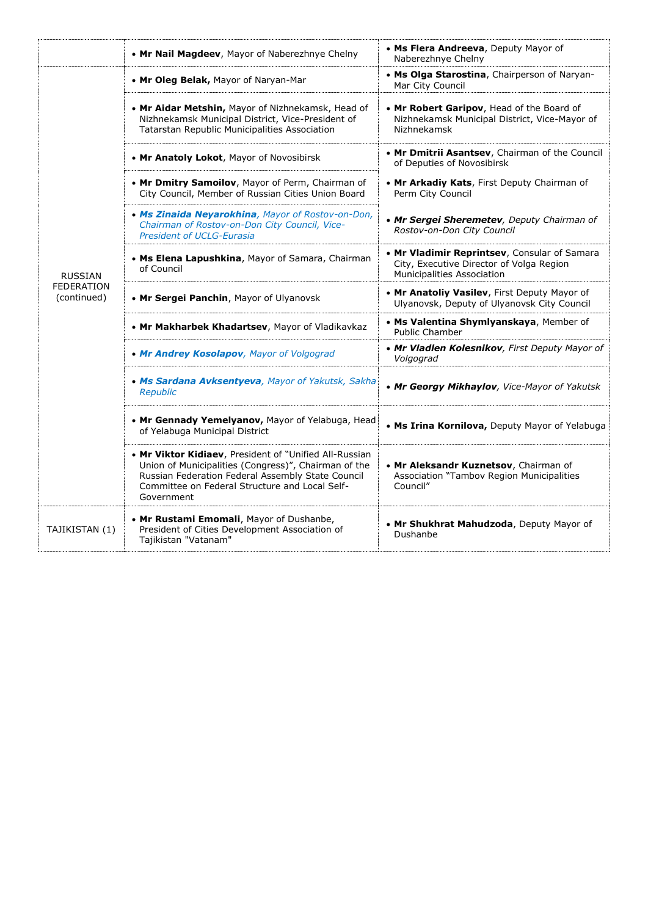| | | |
|---|---|---|
| | • **Mr Nail Magdeev**, Mayor of Naberezhnye Chelny | • **Ms Flera Andreeva**, Deputy Mayor of Naberezhnye Chelny |
| RUSSIAN FEDERATION (continued) | • **Mr Oleg Belak,** Mayor of Naryan-Mar | • **Ms Olga Starostina**, Chairperson of Naryan-Mar City Council |
| | • **Mr Aidar Metshin,** Mayor of Nizhnekamsk, Head of Nizhnekamsk Municipal District, Vice-President of Tatarstan Republic Municipalities Association | • **Mr Robert Garipov**, Head of the Board of Nizhnekamsk Municipal District, Vice-Mayor of Nizhnekamsk |
| | • **Mr Anatoly Lokot**, Mayor of Novosibirsk | • **Mr Dmitrii Asantsev**, Chairman of the Council of Deputies of Novosibirsk |
| | • **Mr Dmitry Samoilov**, Mayor of Perm, Chairman of City Council, Member of Russian Cities Union Board | • **Mr Arkadiy Kats**, First Deputy Chairman of Perm City Council |
| | • ***Ms Zinaida Neyarokhina**, Mayor of Rostov-on-Don, Chairman of Rostov-on-Don City Council, Vice-President of UCLG-Eurasia* | • ***Mr Sergei Sheremetev**, Deputy Chairman of Rostov-on-Don City Council* |
| | • **Ms Elena Lapushkina**, Mayor of Samara, Chairman of Council | • **Mr Vladimir Reprintsev**, Consular of Samara City, Executive Director of Volga Region Municipalities Association |
| | • **Mr Sergei Panchin**, Mayor of Ulyanovsk | • **Mr Anatoliy Vasilev**, First Deputy Mayor of Ulyanovsk, Deputy of Ulyanovsk City Council |
| | • **Mr Makharbek Khadartsev**, Mayor of Vladikavkaz | • **Ms Valentina Shymlyanskaya**, Member of Public Chamber |
| | • ***Mr Andrey Kosolapov**, Mayor of Volgograd* | • ***Mr Vladlen Kolesnikov**, First Deputy Mayor of Volgograd* |
| | • ***Ms Sardana Avksentyeva**, Mayor of Yakutsk, Sakha Republic* | • ***Mr Georgy Mikhaylov**, Vice-Mayor of Yakutsk* |
| | • **Mr Gennady Yemelyanov,** Mayor of Yelabuga, Head of Yelabuga Municipal District | • **Ms Irina Kornilova,** Deputy Mayor of Yelabuga |
| | • **Mr Viktor Kidiaev**, President of "Unified All-Russian Union of Municipalities (Congress)", Chairman of the Russian Federation Federal Assembly State Council Committee on Federal Structure and Local Self-Government | • **Mr Aleksandr Kuznetsov**, Chairman of Association "Tambov Region Municipalities Council" |
| TAJIKISTAN (1) | • **Mr Rustami Emomali**, Mayor of Dushanbe, President of Cities Development Association of Tajikistan "Vatanam" | • **Mr Shukhrat Mahudzoda**, Deputy Mayor of Dushanbe |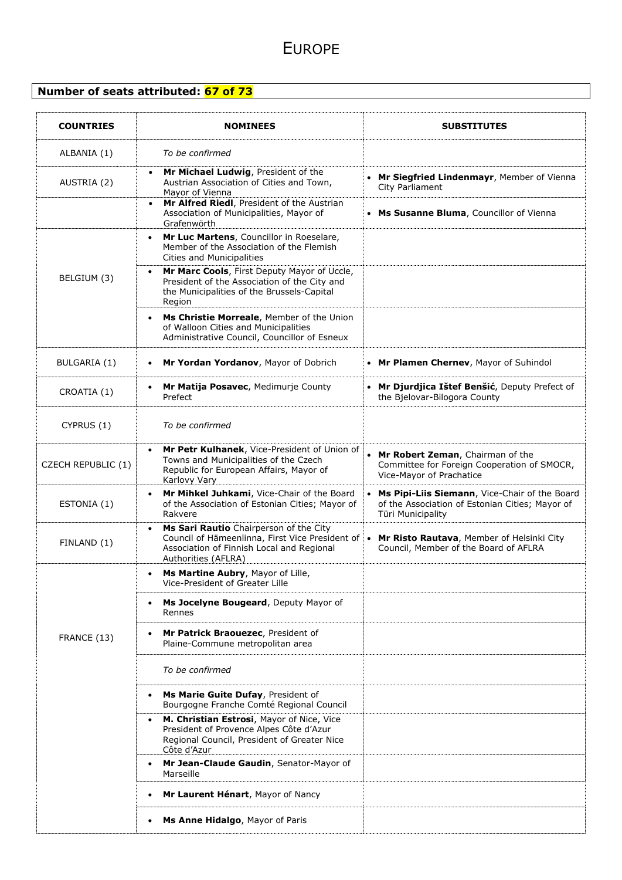# EUROPE

**Number of seats attributed: 67 of 73**

| COUNTRIES | NOMINEES | SUBSTITUTES |
|---|---|---|
| ALBANIA (1) | *To be confirmed* | |
| AUSTRIA (2) | • **Mr Michael Ludwig**, President of the Austrian Association of Cities and Town, Mayor of Vienna | • **Mr Siegfried Lindenmayr**, Member of Vienna City Parliament |
| | • **Mr Alfred Riedl**, President of the Austrian Association of Municipalities, Mayor of Grafenwörth | • **Ms Susanne Bluma**, Councillor of Vienna |
| BELGIUM (3) | • **Mr Luc Martens**, Councillor in Roeselare, Member of the Association of the Flemish Cities and Municipalities | |
| | • **Mr Marc Cools**, First Deputy Mayor of Uccle, President of the Association of the City and the Municipalities of the Brussels-Capital Region | |
| | • **Ms Christie Morreale**, Member of the Union of Walloon Cities and Municipalities Administrative Council, Councillor of Esneux | |
| BULGARIA (1) | • **Mr Yordan Yordanov**, Mayor of Dobrich | • **Mr Plamen Chernev**, Mayor of Suhindol |
| CROATIA (1) | • **Mr Matija Posavec**, Medimurje County Prefect | • **Mr Djurdjica Ištef Benšić**, Deputy Prefect of the Bjelovar-Bilogora County |
| CYPRUS (1) | *To be confirmed* | |
| CZECH REPUBLIC (1) | • **Mr Petr Kulhanek**, Vice-President of Union of Towns and Municipalities of the Czech Republic for European Affairs, Mayor of Karlovy Vary | • **Mr Robert Zeman**, Chairman of the Committee for Foreign Cooperation of SMOCR, Vice-Mayor of Prachatice |
| ESTONIA (1) | • **Mr Mihkel Juhkami**, Vice-Chair of the Board of the Association of Estonian Cities; Mayor of Rakvere | • **Ms Pipi-Liis Siemann**, Vice-Chair of the Board of the Association of Estonian Cities; Mayor of Türi Municipality |
| FINLAND (1) | • **Ms Sari Rautio** Chairperson of the City Council of Hämeenlinna, First Vice President of Association of Finnish Local and Regional Authorities (AFLRA) | • **Mr Risto Rautava**, Member of Helsinki City Council, Member of the Board of AFLRA |
| FRANCE (13) | • **Ms Martine Aubry**, Mayor of Lille, Vice-President of Greater Lille | |
| | • **Ms Jocelyne Bougeard**, Deputy Mayor of Rennes | |
| | • **Mr Patrick Braouezec**, President of Plaine-Commune metropolitan area | |
| | *To be confirmed* | |
| | • **Ms Marie Guite Dufay**, President of Bourgogne Franche Comté Regional Council | |
| | • **M. Christian Estrosi**, Mayor of Nice, Vice President of Provence Alpes Côte d'Azur Regional Council, President of Greater Nice Côte d'Azur | |
| | • **Mr Jean-Claude Gaudin**, Senator-Mayor of Marseille | |
| | • **Mr Laurent Hénart**, Mayor of Nancy | |
| | • **Ms Anne Hidalgo**, Mayor of Paris | |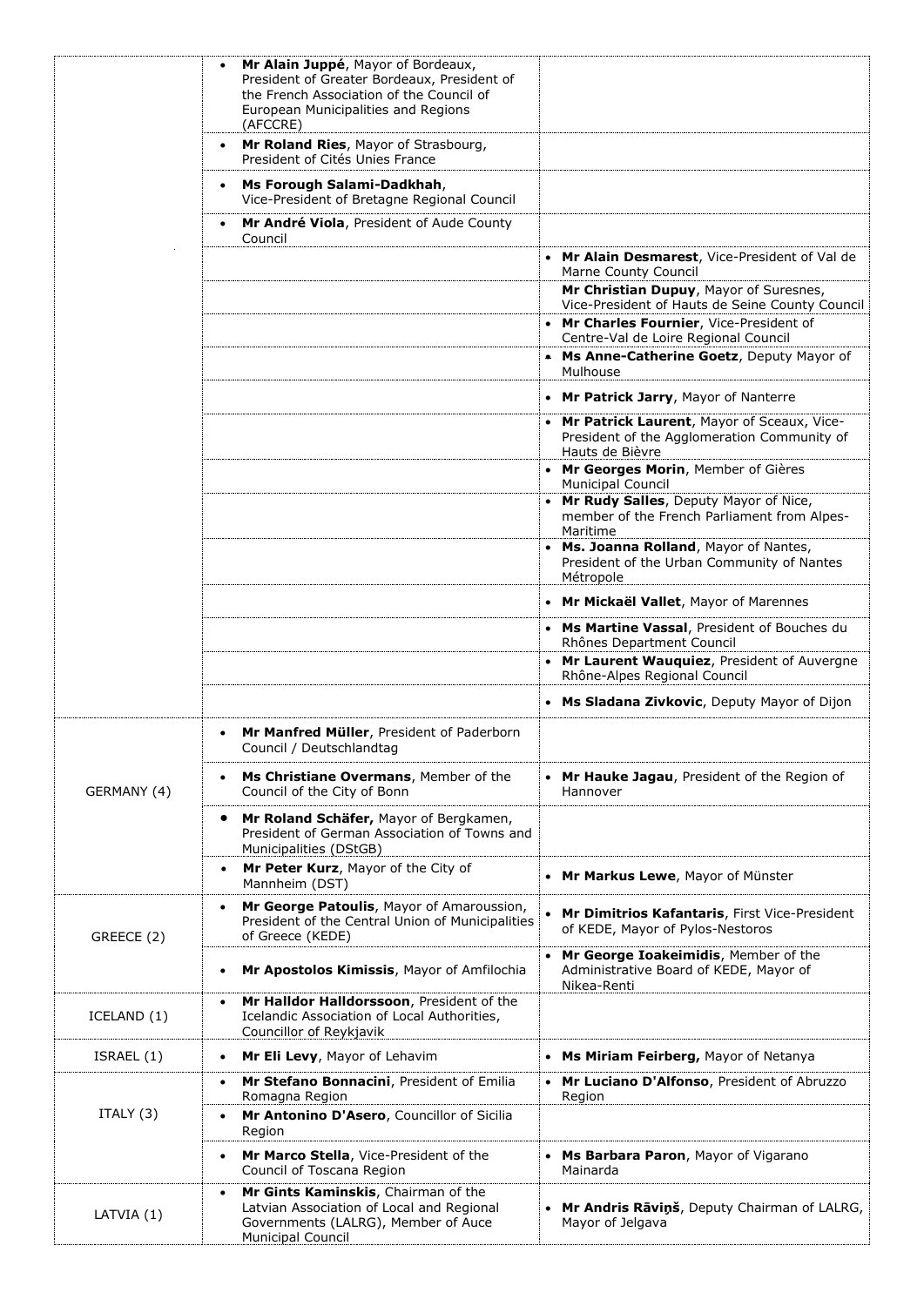| | | |
|---|---|---|
| | • **Mr Alain Juppé**, Mayor of Bordeaux, President of Greater Bordeaux, President of the French Association of the Council of European Municipalities and Regions (AFCCRE) | |
| | • **Mr Roland Ries**, Mayor of Strasbourg, President of Cités Unies France | |
| | • **Ms Forough Salami-Dadkhah**, Vice-President of Bretagne Regional Council | |
| | • **Mr André Viola**, President of Aude County Council | |
| | | • **Mr Alain Desmarest**, Vice-President of Val de Marne County Council |
| | | **Mr Christian Dupuy**, Mayor of Suresnes, Vice-President of Hauts de Seine County Council |
| | | • **Mr Charles Fournier**, Vice-President of Centre-Val de Loire Regional Council |
| | | • **Ms Anne-Catherine Goetz**, Deputy Mayor of Mulhouse |
| | | • **Mr Patrick Jarry**, Mayor of Nanterre |
| | | • **Mr Patrick Laurent**, Mayor of Sceaux, Vice-President of the Agglomeration Community of Hauts de Bièvre |
| | | • **Mr Georges Morin**, Member of Gières Municipal Council |
| | | • **Mr Rudy Salles**, Deputy Mayor of Nice, member of the French Parliament from Alpes-Maritime |
| | | • **Ms. Joanna Rolland**, Mayor of Nantes, President of the Urban Community of Nantes Métropole |
| | | • **Mr Mickaël Vallet**, Mayor of Marennes |
| | | • **Ms Martine Vassal**, President of Bouches du Rhônes Department Council |
| | | • **Mr Laurent Wauquiez**, President of Auvergne Rhône-Alpes Regional Council |
| | | • **Ms Sladana Zivkovic**, Deputy Mayor of Dijon |
| GERMANY (4) | • **Mr Manfred Müller**, President of Paderborn Council / Deutschlandtag | |
| | • **Ms Christiane Overmans**, Member of the Council of the City of Bonn | • **Mr Hauke Jagau**, President of the Region of Hannover |
| | • **Mr Roland Schäfer,** Mayor of Bergkamen, President of German Association of Towns and Municipalities (DStGB) | |
| | • **Mr Peter Kurz**, Mayor of the City of Mannheim (DST) | • **Mr Markus Lewe**, Mayor of Münster |
| GREECE (2) | • **Mr George Patoulis**, Mayor of Amaroussion, President of the Central Union of Municipalities of Greece (KEDE) | • **Mr Dimitrios Kafantaris**, First Vice-President of KEDE, Mayor of Pylos-Nestoros |
| | • **Mr Apostolos Kimissis**, Mayor of Amfilochia | • **Mr George Ioakeimidis**, Member of the Administrative Board of KEDE, Mayor of Nikea-Renti |
| ICELAND (1) | • **Mr Halldor Halldorssoon**, President of the Icelandic Association of Local Authorities, Councillor of Reykjavik | |
| ISRAEL (1) | • **Mr Eli Levy**, Mayor of Lehavim | • **Ms Miriam Feirberg,** Mayor of Netanya |
| ITALY (3) | • **Mr Stefano Bonnacini**, President of Emilia Romagna Region | • **Mr Luciano D'Alfonso**, President of Abruzzo Region |
| | • **Mr Antonino D'Asero**, Councillor of Sicilia Region | |
| | • **Mr Marco Stella**, Vice-President of the Council of Toscana Region | • **Ms Barbara Paron**, Mayor of Vigarano Mainarda |
| LATVIA (1) | • **Mr Gints Kaminskis**, Chairman of the Latvian Association of Local and Regional Governments (LALRG), Member of Auce Municipal Council | • **Mr Andris Rāviņš**, Deputy Chairman of LALRG, Mayor of Jelgava |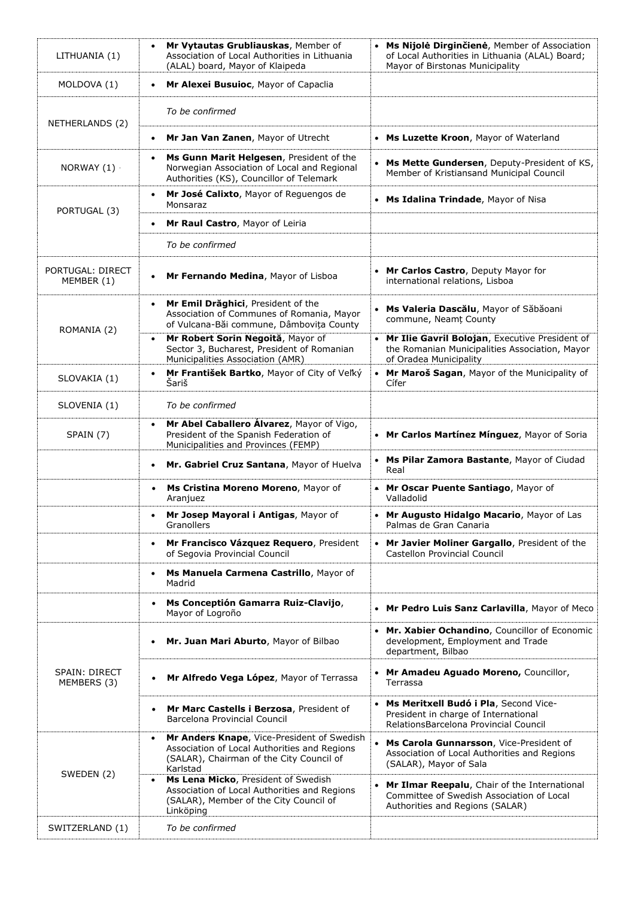| | | |
|---|---|---|
| LITHUANIA (1) | • **Mr Vytautas Grubliauskas**, Member of Association of Local Authorities in Lithuania (ALAL) board, Mayor of Klaipeda | • **Ms Nijolė Dirginčienė**, Member of Association of Local Authorities in Lithuania (ALAL) Board; Mayor of Birstonas Municipality |
| MOLDOVA (1) | • **Mr Alexei Busuioc**, Mayor of Capaclia | |
| NETHERLANDS (2) | *To be confirmed* | |
| | • **Mr Jan Van Zanen**, Mayor of Utrecht | • **Ms Luzette Kroon**, Mayor of Waterland |
| NORWAY (1) | • **Ms Gunn Marit Helgesen**, President of the Norwegian Association of Local and Regional Authorities (KS), Councillor of Telemark | • **Ms Mette Gundersen**, Deputy-President of KS, Member of Kristiansand Municipal Council |
| PORTUGAL (3) | • **Mr José Calixto**, Mayor of Reguengos de Monsaraz | • **Ms Idalina Trindade**, Mayor of Nisa |
| | • **Mr Raul Castro**, Mayor of Leiria | |
| | *To be confirmed* | |
| PORTUGAL: DIRECT MEMBER (1) | • **Mr Fernando Medina**, Mayor of Lisboa | • **Mr Carlos Castro**, Deputy Mayor for international relations, Lisboa |
| ROMANIA (2) | • **Mr Emil Drăghici**, President of the Association of Communes of Romania, Mayor of Vulcana-Băi commune, Dâmbovița County | • **Ms Valeria Dascălu**, Mayor of Săbăoani commune, Neamț County |
| | • **Mr Robert Sorin Negoiță**, Mayor of Sector 3, Bucharest, President of Romanian Municipalities Association (AMR) | • **Mr Ilie Gavril Bolojan**, Executive President of the Romanian Municipalities Association, Mayor of Oradea Municipality |
| SLOVAKIA (1) | • **Mr František Bartko**, Mayor of City of Veľký Šariš | • **Mr Maroš Sagan**, Mayor of the Municipality of Cífer |
| SLOVENIA (1) | *To be confirmed* | |
| SPAIN (7) | • **Mr Abel Caballero Álvarez**, Mayor of Vigo, President of the Spanish Federation of Municipalities and Provinces (FEMP) | • **Mr Carlos Martínez Mínguez**, Mayor of Soria |
| | • **Mr. Gabriel Cruz Santana**, Mayor of Huelva | • **Ms Pilar Zamora Bastante**, Mayor of Ciudad Real |
| | • **Ms Cristina Moreno Moreno**, Mayor of Aranjuez | • **Mr Oscar Puente Santiago**, Mayor of Valladolid |
| | • **Mr Josep Mayoral i Antigas**, Mayor of Granollers | • **Mr Augusto Hidalgo Macario**, Mayor of Las Palmas de Gran Canaria |
| | • **Mr Francisco Vázquez Requero**, President of Segovia Provincial Council | • **Mr Javier Moliner Gargallo**, President of the Castellon Provincial Council |
| | • **Ms Manuela Carmena Castrillo**, Mayor of Madrid | |
| | • **Ms Conceptión Gamarra Ruiz-Clavijo**, Mayor of Logroño | • **Mr Pedro Luis Sanz Carlavilla**, Mayor of Meco |
| SPAIN: DIRECT MEMBERS (3) | • **Mr. Juan Mari Aburto**, Mayor of Bilbao | • **Mr. Xabier Ochandino**, Councillor of Economic development, Employment and Trade department, Bilbao |
| | • **Mr Alfredo Vega López**, Mayor of Terrassa | • **Mr Amadeu Aguado Moreno,** Councillor, Terrassa |
| | • **Mr Marc Castells i Berzosa**, President of Barcelona Provincial Council | • **Ms Meritxell Budó i Pla**, Second Vice-President in charge of International RelationsBarcelona Provincial Council |
| SWEDEN (2) | • **Mr Anders Knape**, Vice-President of Swedish Association of Local Authorities and Regions (SALAR), Chairman of the City Council of Karlstad | • **Ms Carola Gunnarsson**, Vice-President of Association of Local Authorities and Regions (SALAR), Mayor of Sala |
| | • **Ms Lena Micko**, President of Swedish Association of Local Authorities and Regions (SALAR), Member of the City Council of Linköping | • **Mr Ilmar Reepalu**, Chair of the International Committee of Swedish Association of Local Authorities and Regions (SALAR) |
| SWITZERLAND (1) | *To be confirmed* | |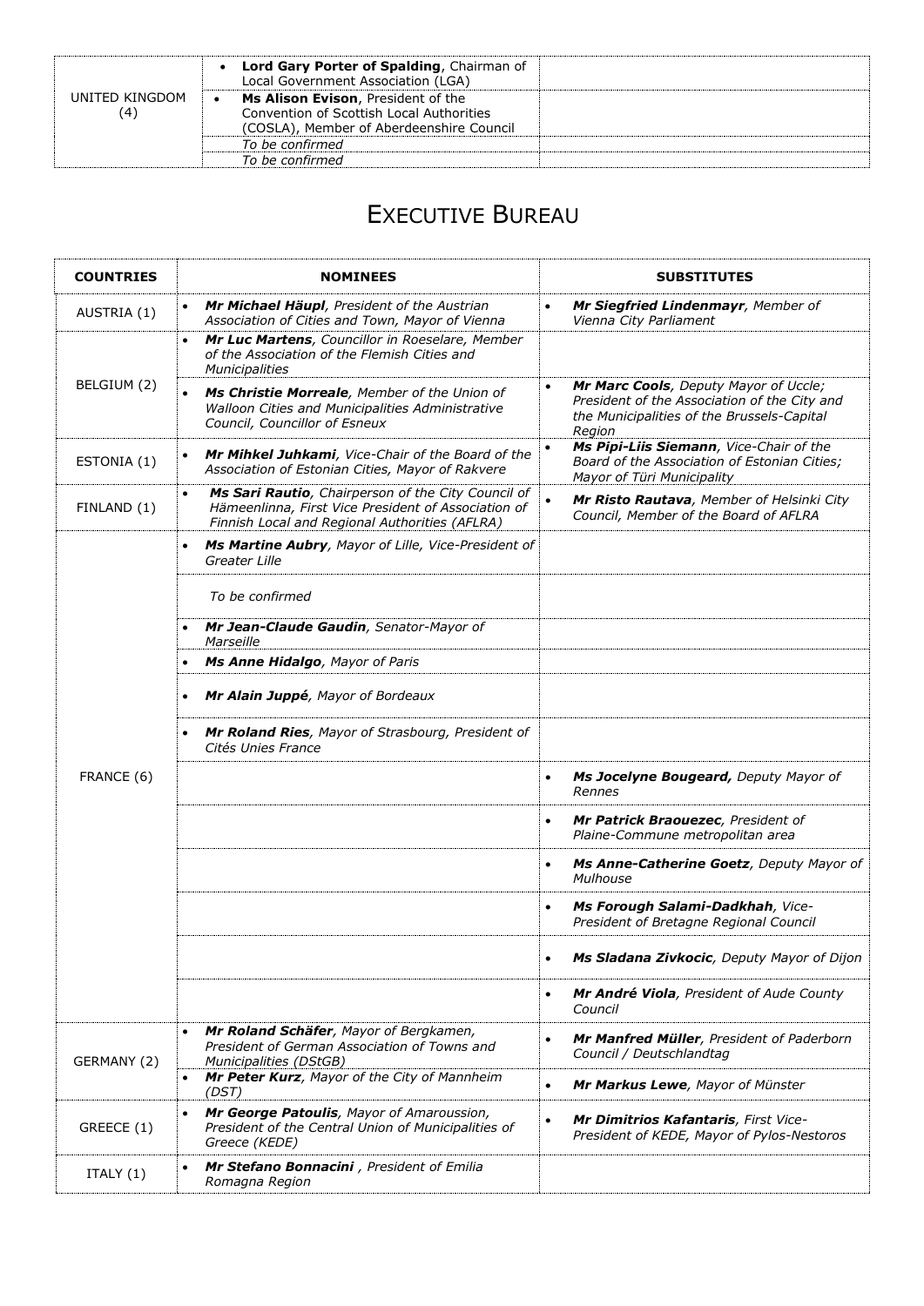| | | |
|---|---|---|
| UNITED KINGDOM (4) | • **Lord Gary Porter of Spalding**, Chairman of Local Government Association (LGA) | |
| | • **Ms Alison Evison**, President of the Convention of Scottish Local Authorities (COSLA), Member of Aberdeenshire Council | |
| | *To be confirmed* | |
| | *To be confirmed* | |

# EXECUTIVE BUREAU

| COUNTRIES | NOMINEES | SUBSTITUTES |
|---|---|---|
| AUSTRIA (1) | • ***Mr Michael Häupl**, President of the Austrian Association of Cities and Town, Mayor of Vienna* | • ***Mr Siegfried Lindenmayr**, Member of Vienna City Parliament* |
| BELGIUM (2) | • ***Mr Luc Martens**, Councillor in Roeselare, Member of the Association of the Flemish Cities and Municipalities* | |
| | • ***Ms Christie Morreale**, Member of the Union of Walloon Cities and Municipalities Administrative Council, Councillor of Esneux* | • ***Mr Marc Cools**, Deputy Mayor of Uccle; President of the Association of the City and the Municipalities of the Brussels-Capital Region* |
| ESTONIA (1) | • ***Mr Mihkel Juhkami**, Vice-Chair of the Board of the Association of Estonian Cities, Mayor of Rakvere* | • ***Ms Pipi-Liis Siemann**, Vice-Chair of the Board of the Association of Estonian Cities; Mayor of Türi Municipality* |
| FINLAND (1) | • ***Ms Sari Rautio**, Chairperson of the City Council of Hämeenlinna, First Vice President of Association of Finnish Local and Regional Authorities (AFLRA)* | • ***Mr Risto Rautava**, Member of Helsinki City Council, Member of the Board of AFLRA* |
| FRANCE (6) | • ***Ms Martine Aubry**, Mayor of Lille, Vice-President of Greater Lille* | |
| | *To be confirmed* | |
| | • ***Mr Jean-Claude Gaudin**, Senator-Mayor of Marseille* | |
| | • ***Ms Anne Hidalgo**, Mayor of Paris* | |
| | • ***Mr Alain Juppé**, Mayor of Bordeaux* | |
| | • ***Mr Roland Ries**, Mayor of Strasbourg, President of Cités Unies France* | |
| | | • ***Ms Jocelyne Bougeard,** Deputy Mayor of Rennes* |
| | | • ***Mr Patrick Braouezec**, President of Plaine-Commune metropolitan area* |
| | | • ***Ms Anne-Catherine Goetz**, Deputy Mayor of Mulhouse* |
| | | • ***Ms Forough Salami-Dadkhah**, Vice-President of Bretagne Regional Council* |
| | | • ***Ms Sladana Zivkocic**, Deputy Mayor of Dijon* |
| | | • ***Mr André Viola**, President of Aude County Council* |
| GERMANY (2) | • ***Mr Roland Schäfer**, Mayor of Bergkamen, President of German Association of Towns and Municipalities (DStGB)* | • ***Mr Manfred Müller**, President of Paderborn Council / Deutschlandtag* |
| | • ***Mr Peter Kurz**, Mayor of the City of Mannheim (DST)* | • ***Mr Markus Lewe**, Mayor of Münster* |
| GREECE (1) | • ***Mr George Patoulis**, Mayor of Amaroussion, President of the Central Union of Municipalities of Greece (KEDE)* | • ***Mr Dimitrios Kafantaris**, First Vice-President of KEDE, Mayor of Pylos-Nestoros* |
| ITALY (1) | • ***Mr Stefano Bonnacini** , President of Emilia Romagna Region* | |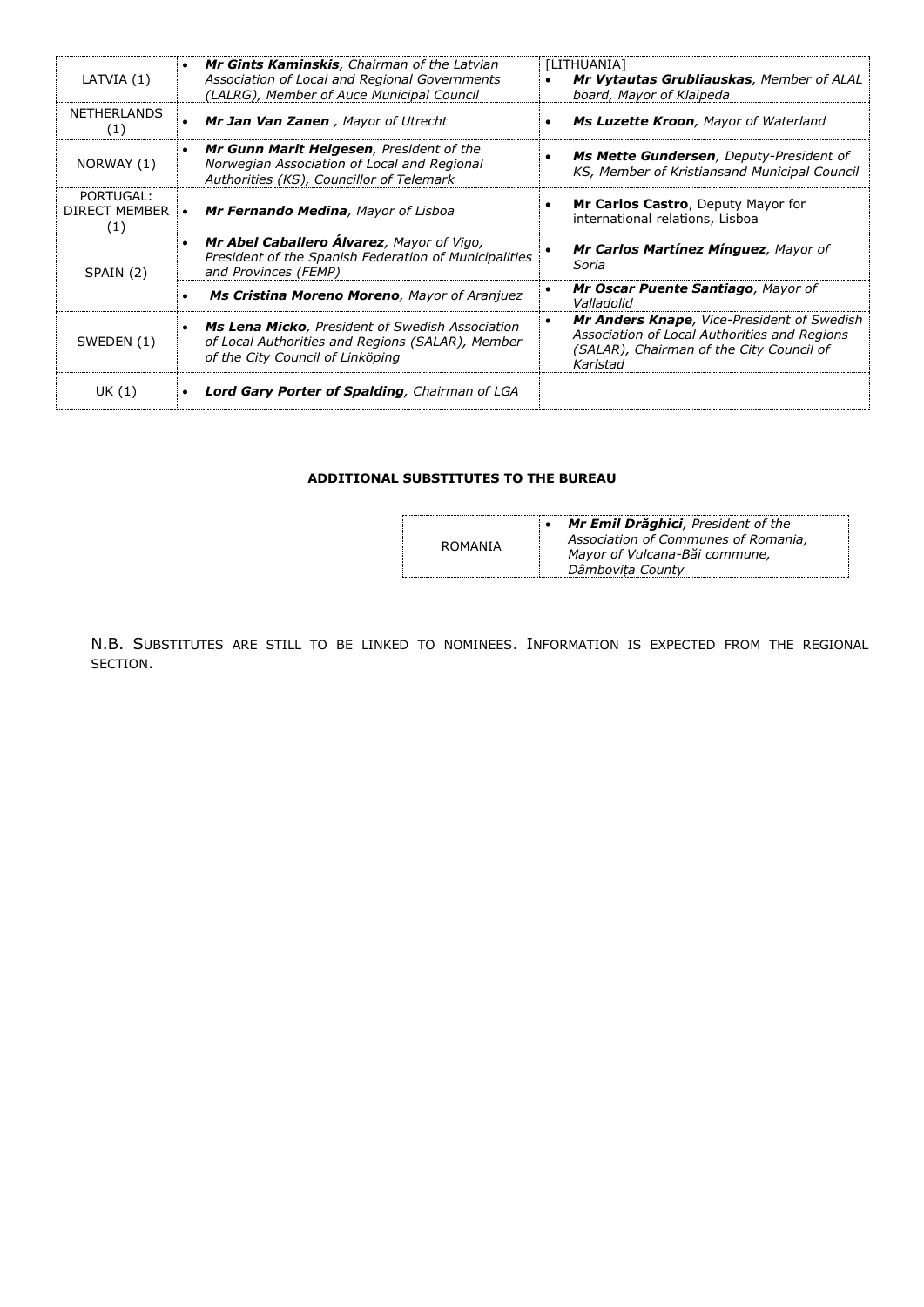| | | |
|---|---|---|
| LATVIA (1) | • ***Mr Gints Kaminskis****, Chairman of the Latvian Association of Local and Regional Governments (LALRG), Member of Auce Municipal Council* | [LITHUANIA]<br>• ***Mr Vytautas Grubliauskas****, Member of ALAL board, Mayor of Klaipeda* |
| NETHERLANDS (1) | • ***Mr Jan Van Zanen*** *, Mayor of Utrecht* | • ***Ms Luzette Kroon****, Mayor of Waterland* |
| NORWAY (1) | • ***Mr Gunn Marit Helgesen****, President of the Norwegian Association of Local and Regional Authorities (KS), Councillor of Telemark* | • ***Ms Mette Gundersen****, Deputy-President of KS, Member of Kristiansand Municipal Council* |
| PORTUGAL: DIRECT MEMBER (1) | • ***Mr Fernando Medina****, Mayor of Lisboa* | • **Mr Carlos Castro**, Deputy Mayor for international relations, Lisboa |
| SPAIN (2) | • ***Mr Abel Caballero Álvarez****, Mayor of Vigo, President of the Spanish Federation of Municipalities and Provinces (FEMP)* | • ***Mr Carlos Martínez Mínguez****, Mayor of Soria* |
| | • ***Ms Cristina Moreno Moreno****, Mayor of Aranjuez* | • ***Mr Oscar Puente Santiago****, Mayor of Valladolid* |
| SWEDEN (1) | • ***Ms Lena Micko****, President of Swedish Association of Local Authorities and Regions (SALAR), Member of the City Council of Linköping* | • ***Mr Anders Knape****, Vice-President of Swedish Association of Local Authorities and Regions (SALAR), Chairman of the City Council of Karlstad* |
| UK (1) | • ***Lord Gary Porter of Spalding****, Chairman of LGA* | |

**ADDITIONAL SUBSTITUTES TO THE BUREAU**

| | |
|---|---|
| ROMANIA | • ***Mr Emil Drăghici****, President of the Association of Communes of Romania, Mayor of Vulcana-Băi commune, Dâmbovița County* |

N.B. SUBSTITUTES ARE STILL TO BE LINKED TO NOMINEES. INFORMATION IS EXPECTED FROM THE REGIONAL SECTION.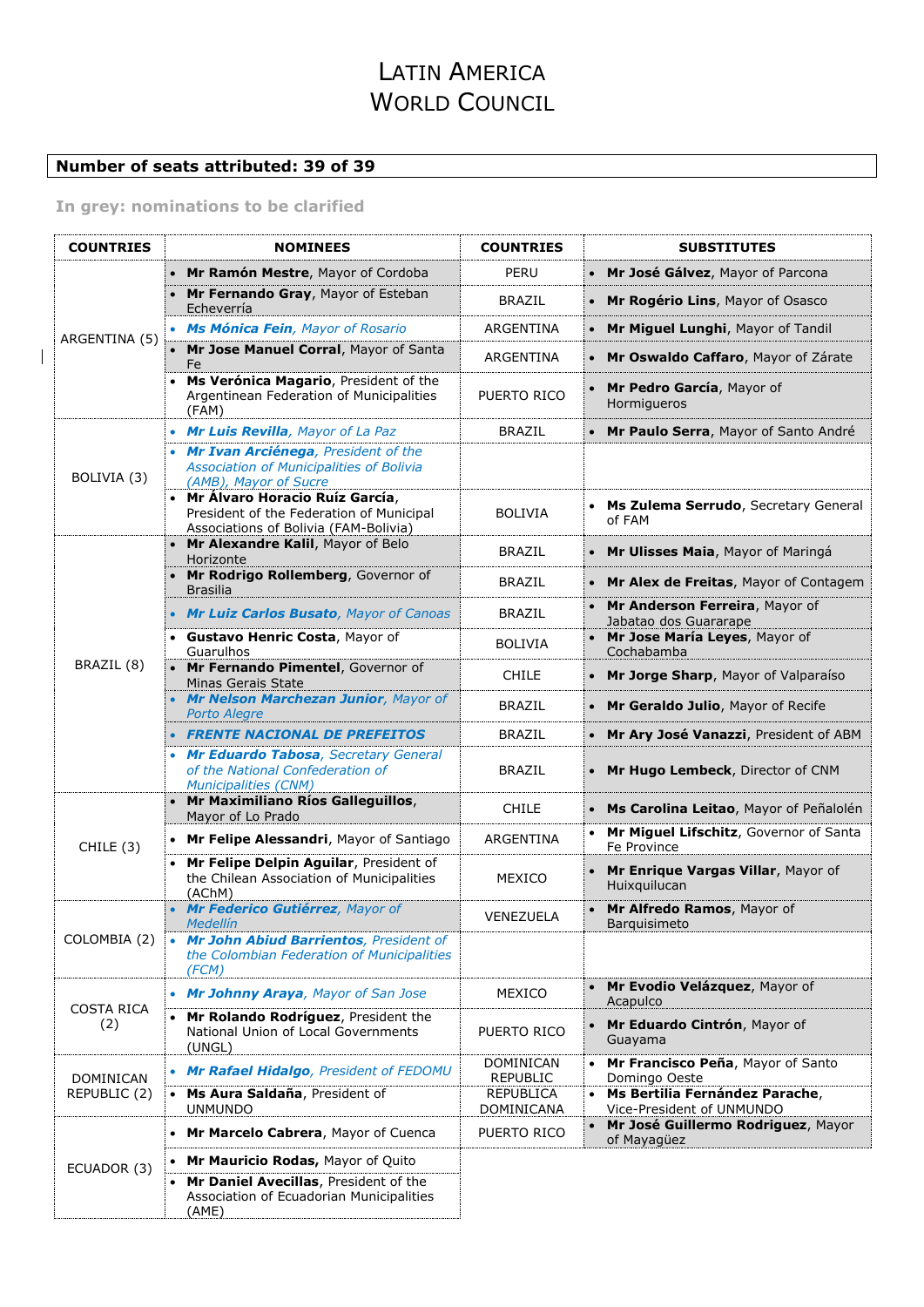# Latin America
# World Council

**Number of seats attributed: 39 of 39**

**In grey: nominations to be clarified**

| COUNTRIES | NOMINEES | COUNTRIES | SUBSTITUTES |
|---|---|---|---|
| ARGENTINA (5) | • **Mr Ramón Mestre**, Mayor of Cordoba | PERU | • **Mr José Gálvez**, Mayor of Parcona |
| | • **Mr Fernando Gray**, Mayor of Esteban Echeverría | BRAZIL | • **Mr Rogério Lins**, Mayor of Osasco |
| | • ***Ms Mónica Fein**, Mayor of Rosario* | ARGENTINA | • **Mr Miguel Lunghi**, Mayor of Tandil |
| | • **Mr Jose Manuel Corral**, Mayor of Santa Fe | ARGENTINA | • **Mr Oswaldo Caffaro**, Mayor of Zárate |
| | • **Ms Verónica Magario**, President of the Argentinean Federation of Municipalities (FAM) | PUERTO RICO | • **Mr Pedro García**, Mayor of Hormigueros |
| BOLIVIA (3) | • ***Mr Luis Revilla**, Mayor of La Paz* | BRAZIL | • **Mr Paulo Serra**, Mayor of Santo André |
| | • ***Mr Ivan Arciénega**, President of the Association of Municipalities of Bolivia (AMB), Mayor of Sucre* | | |
| | • **Mr Álvaro Horacio Ruíz García**, President of the Federation of Municipal Associations of Bolivia (FAM-Bolivia) | BOLIVIA | • **Ms Zulema Serrudo**, Secretary General of FAM |
| BRAZIL (8) | • **Mr Alexandre Kalil**, Mayor of Belo Horizonte | BRAZIL | • **Mr Ulisses Maia**, Mayor of Maringá |
| | • **Mr Rodrigo Rollemberg**, Governor of Brasilia | BRAZIL | • **Mr Alex de Freitas**, Mayor of Contagem |
| | • ***Mr Luiz Carlos Busato**, Mayor of Canoas* | BRAZIL | • **Mr Anderson Ferreira**, Mayor of Jabatao dos Guararape |
| | • **Gustavo Henric Costa**, Mayor of Guarulhos | BOLIVIA | • **Mr Jose María Leyes**, Mayor of Cochabamba |
| | • **Mr Fernando Pimentel**, Governor of Minas Gerais State | CHILE | • **Mr Jorge Sharp**, Mayor of Valparaíso |
| | • ***Mr Nelson Marchezan Junior**, Mayor of Porto Alegre* | BRAZIL | • **Mr Geraldo Julio**, Mayor of Recife |
| | • ***FRENTE NACIONAL DE PREFEITOS*** | BRAZIL | • **Mr Ary José Vanazzi**, President of ABM |
| | • ***Mr Eduardo Tabosa**, Secretary General of the National Confederation of Municipalities (CNM)* | BRAZIL | • **Mr Hugo Lembeck**, Director of CNM |
| CHILE (3) | • **Mr Maximiliano Ríos Galleguillos**, Mayor of Lo Prado | CHILE | • **Ms Carolina Leitao**, Mayor of Peñalolén |
| | • **Mr Felipe Alessandri**, Mayor of Santiago | ARGENTINA | • **Mr Miguel Lifschitz**, Governor of Santa Fe Province |
| | • **Mr Felipe Delpin Aguilar**, President of the Chilean Association of Municipalities (AChM) | MEXICO | • **Mr Enrique Vargas Villar**, Mayor of Huixquilucan |
| COLOMBIA (2) | • ***Mr Federico Gutiérrez**, Mayor of Medellín* | VENEZUELA | • **Mr Alfredo Ramos**, Mayor of Barquisimeto |
| | • ***Mr John Abiud Barrientos**, President of the Colombian Federation of Municipalities (FCM)* | | |
| COSTA RICA (2) | • ***Mr Johnny Araya**, Mayor of San Jose* | MEXICO | • **Mr Evodio Velázquez**, Mayor of Acapulco |
| | • **Mr Rolando Rodríguez**, President the National Union of Local Governments (UNGL) | PUERTO RICO | • **Mr Eduardo Cintrón**, Mayor of Guayama |
| DOMINICAN REPUBLIC (2) | • ***Mr Rafael Hidalgo**, President of FEDOMU* | DOMINICAN REPUBLIC | • **Mr Francisco Peña**, Mayor of Santo Domingo Oeste |
| | • **Ms Aura Saldaña**, President of UNMUNDO | REPUBLICA DOMINICANA | • **Ms Bertilia Fernández Parache**, Vice-President of UNMUNDO |
| ECUADOR (3) | • **Mr Marcelo Cabrera**, Mayor of Cuenca | PUERTO RICO | • **Mr José Guillermo Rodriguez**, Mayor of Mayagüez |
| | • **Mr Mauricio Rodas,** Mayor of Quito | | |
| | • **Mr Daniel Avecillas**, President of the Association of Ecuadorian Municipalities (AME) | | |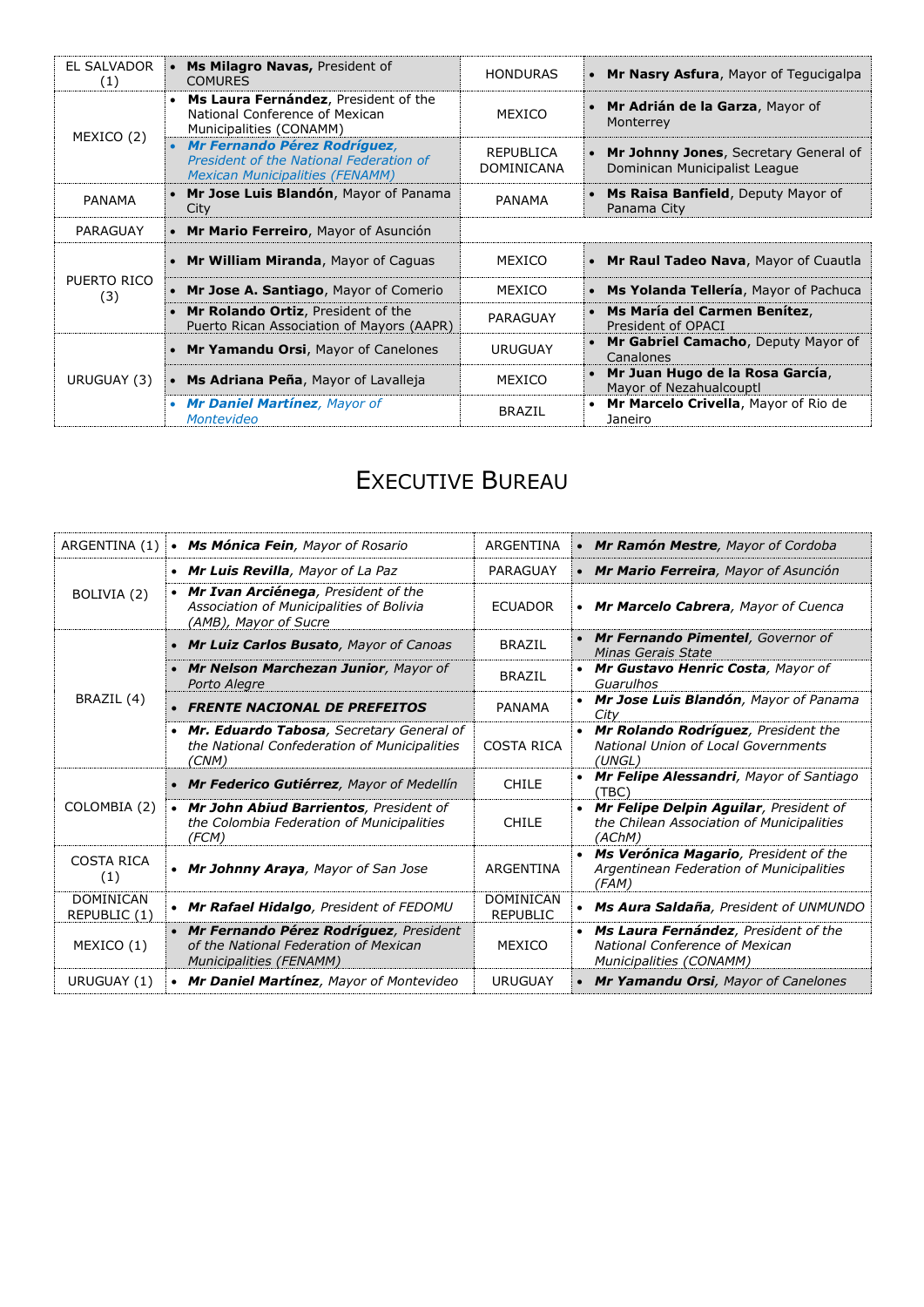| | | | |
|---|---|---|---|
| EL SALVADOR (1) | • **Ms Milagro Navas**, President of COMURES | HONDURAS | • **Mr Nasry Asfura**, Mayor of Tegucigalpa |
| MEXICO (2) | • **Ms Laura Fernández**, President of the National Conference of Mexican Municipalities (CONAMM) | MEXICO | • **Mr Adrián de la Garza**, Mayor of Monterrey |
| | • ***Mr Fernando Pérez Rodríguez**, President of the National Federation of Mexican Municipalities (FENAMM)* | REPUBLICA DOMINICANA | • **Mr Johnny Jones**, Secretary General of Dominican Municipalist League |
| PANAMA | • **Mr Jose Luis Blandón**, Mayor of Panama City | PANAMA | • **Ms Raisa Banfield**, Deputy Mayor of Panama City |
| PARAGUAY | • **Mr Mario Ferreiro**, Mayor of Asunción | | |
| PUERTO RICO (3) | • **Mr William Miranda**, Mayor of Caguas | MEXICO | • **Mr Raul Tadeo Nava**, Mayor of Cuautla |
| | • **Mr Jose A. Santiago**, Mayor of Comerio | MEXICO | • **Ms Yolanda Tellería**, Mayor of Pachuca |
| | • **Mr Rolando Ortiz**, President of the Puerto Rican Association of Mayors (AAPR) | PARAGUAY | • **Ms María del Carmen Benítez**, President of OPACI |
| URUGUAY (3) | • **Mr Yamandu Orsi**, Mayor of Canelones | URUGUAY | • **Mr Gabriel Camacho**, Deputy Mayor of Canalones |
| | • **Ms Adriana Peña**, Mayor of Lavalleja | MEXICO | • **Mr Juan Hugo de la Rosa García**, Mayor of Nezahualcouptl |
| | • ***Mr Daniel Martínez**, Mayor of Montevideo* | BRAZIL | • **Mr Marcelo Crivella**, Mayor of Rio de Janeiro |

# Executive Bureau

| | | | |
|---|---|---|---|
| ARGENTINA (1) | • ***Ms Mónica Fein**, Mayor of Rosario* | ARGENTINA | • ***Mr Ramón Mestre**, Mayor of Cordoba* |
| BOLIVIA (2) | • ***Mr Luis Revilla**, Mayor of La Paz* | PARAGUAY | • ***Mr Mario Ferreira**, Mayor of Asunción* |
| | • ***Mr Ivan Arciénega**, President of the Association of Municipalities of Bolivia (AMB), Mayor of Sucre* | ECUADOR | • ***Mr Marcelo Cabrera**, Mayor of Cuenca* |
| BRAZIL (4) | • ***Mr Luiz Carlos Busato**, Mayor of Canoas* | BRAZIL | • ***Mr Fernando Pimentel**, Governor of Minas Gerais State* |
| | • ***Mr Nelson Marchezan Junior**, Mayor of Porto Alegre* | BRAZIL | • ***Mr Gustavo Henric Costa**, Mayor of Guarulhos* |
| | • ***FRENTE NACIONAL DE PREFEITOS*** | PANAMA | • ***Mr Jose Luis Blandón**, Mayor of Panama City* |
| | • ***Mr. Eduardo Tabosa**, Secretary General of the National Confederation of Municipalities (CNM)* | COSTA RICA | • ***Mr Rolando Rodríguez**, President the National Union of Local Governments (UNGL)* |
| COLOMBIA (2) | • ***Mr Federico Gutiérrez**, Mayor of Medellín* | CHILE | • ***Mr Felipe Alessandri**, Mayor of Santiago (TBC)* |
| | • ***Mr John Abiud Barrientos**, President of the Colombia Federation of Municipalities (FCM)* | CHILE | • ***Mr Felipe Delpin Aguilar**, President of the Chilean Association of Municipalities (AChM)* |
| COSTA RICA (1) | • ***Mr Johnny Araya**, Mayor of San Jose* | ARGENTINA | • ***Ms Verónica Magario**, President of the Argentinean Federation of Municipalities (FAM)* |
| DOMINICAN REPUBLIC (1) | • ***Mr Rafael Hidalgo**, President of FEDOMU* | DOMINICAN REPUBLIC | • ***Ms Aura Saldaña**, President of UNMUNDO* |
| MEXICO (1) | • ***Mr Fernando Pérez Rodríguez**, President of the National Federation of Mexican Municipalities (FENAMM)* | MEXICO | • ***Ms Laura Fernández**, President of the National Conference of Mexican Municipalities (CONAMM)* |
| URUGUAY (1) | • ***Mr Daniel Martínez**, Mayor of Montevideo* | URUGUAY | • ***Mr Yamandu Orsi**, Mayor of Canelones* |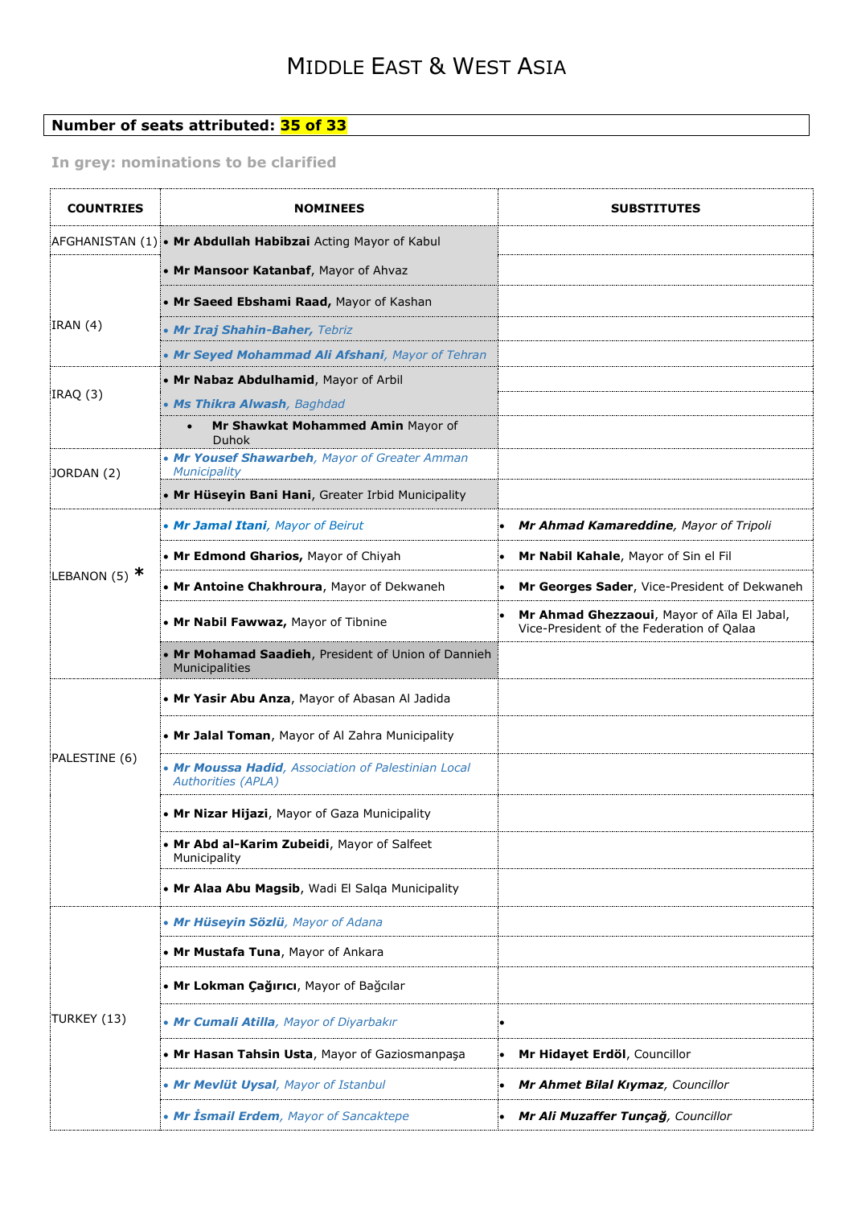# MIDDLE EAST & WEST ASIA

**Number of seats attributed: 35 of 33**

**In grey: nominations to be clarified**

| COUNTRIES | NOMINEES | SUBSTITUTES |
|---|---|---|
| AFGHANISTAN (1) | • **Mr Abdullah Habibzai** Acting Mayor of Kabul | |
| IRAN (4) | • **Mr Mansoor Katanbaf**, Mayor of Ahvaz | |
| | • **Mr Saeed Ebshami Raad,** Mayor of Kashan | |
| | • ***Mr Iraj Shahin-Baher,*** *Tebriz* | |
| | • ***Mr Seyed Mohammad Ali Afshani****, Mayor of Tehran* | |
| IRAQ (3) | • **Mr Nabaz Abdulhamid**, Mayor of Arbil | |
| | • ***Ms Thikra Alwash****, Baghdad* | |
| | • **Mr Shawkat Mohammed Amin** Mayor of Duhok | |
| JORDAN (2) | • ***Mr Yousef Shawarbeh****, Mayor of Greater Amman Municipality* | |
| | • **Mr Hüseyin Bani Hani**, Greater Irbid Municipality | |
| LEBANON (5) * | • ***Mr Jamal Itani****, Mayor of Beirut* | • ***Mr Ahmad Kamareddine****, Mayor of Tripoli* |
| | • **Mr Edmond Gharios,** Mayor of Chiyah | • **Mr Nabil Kahale**, Mayor of Sin el Fil |
| | • **Mr Antoine Chakhroura**, Mayor of Dekwaneh | • **Mr Georges Sader**, Vice-President of Dekwaneh |
| | • **Mr Nabil Fawwaz,** Mayor of Tibnine | • **Mr Ahmad Ghezzaoui**, Mayor of Aïla El Jabal, Vice-President of the Federation of Qalaa |
| | • **Mr Mohamad Saadieh**, President of Union of Dannieh Municipalities | |
| PALESTINE (6) | • **Mr Yasir Abu Anza**, Mayor of Abasan Al Jadida | |
| | • **Mr Jalal Toman**, Mayor of Al Zahra Municipality | |
| | • ***Mr Moussa Hadid****, Association of Palestinian Local Authorities (APLA)* | |
| | • **Mr Nizar Hijazi**, Mayor of Gaza Municipality | |
| | • **Mr Abd al-Karim Zubeidi**, Mayor of Salfeet Municipality | |
| | • **Mr Alaa Abu Magsib**, Wadi El Salqa Municipality | |
| TURKEY (13) | • ***Mr Hüseyin Sözlü****, Mayor of Adana* | |
| | • **Mr Mustafa Tuna**, Mayor of Ankara | |
| | • **Mr Lokman Çağırıcı**, Mayor of Bağcılar | |
| | • ***Mr Cumali Atilla****, Mayor of Diyarbakır* | • |
| | • **Mr Hasan Tahsin Usta**, Mayor of Gaziosmanpaşa | • **Mr Hidayet Erdöl**, Councillor |
| | • ***Mr Mevlüt Uysal****, Mayor of Istanbul* | • ***Mr Ahmet Bilal Kıymaz****, Councillor* |
| | • ***Mr İsmail Erdem****, Mayor of Sancaktepe* | • ***Mr Ali Muzaffer Tunçağ****, Councillor* |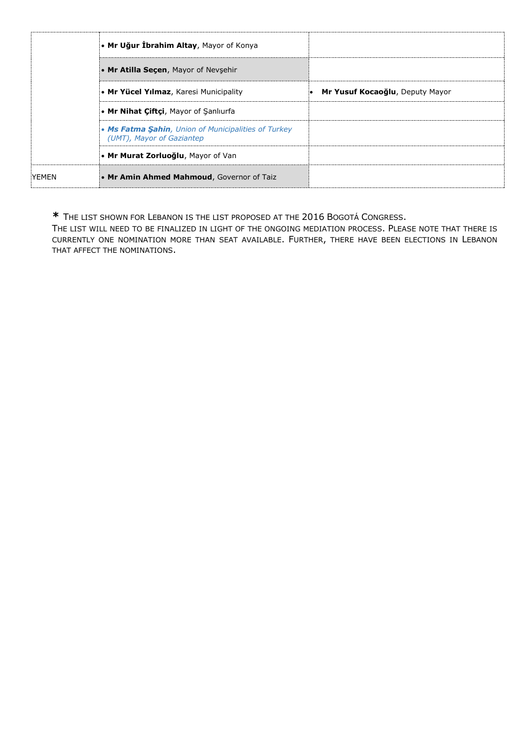| | | |
|---|---|---|
| | • **Mr Uğur İbrahim Altay**, Mayor of Konya | |
| | • **Mr Atilla Seçen**, Mayor of Nevşehir | |
| | • **Mr Yücel Yılmaz**, Karesi Municipality | • **Mr Yusuf Kocaoğlu**, Deputy Mayor |
| | • **Mr Nihat Çiftçi**, Mayor of Şanlıurfa | |
| | • ***Ms Fatma Şahin**, Union of Municipalities of Turkey (UMT), Mayor of Gaziantep* | |
| | • **Mr Murat Zorluoğlu**, Mayor of Van | |
| YEMEN | • **Mr Amin Ahmed Mahmoud**, Governor of Taiz | |

**\*** THE LIST SHOWN FOR LEBANON IS THE LIST PROPOSED AT THE 2016 BOGOTÁ CONGRESS.
THE LIST WILL NEED TO BE FINALIZED IN LIGHT OF THE ONGOING MEDIATION PROCESS. PLEASE NOTE THAT THERE IS CURRENTLY ONE NOMINATION MORE THAN SEAT AVAILABLE. FURTHER, THERE HAVE BEEN ELECTIONS IN LEBANON THAT AFFECT THE NOMINATIONS.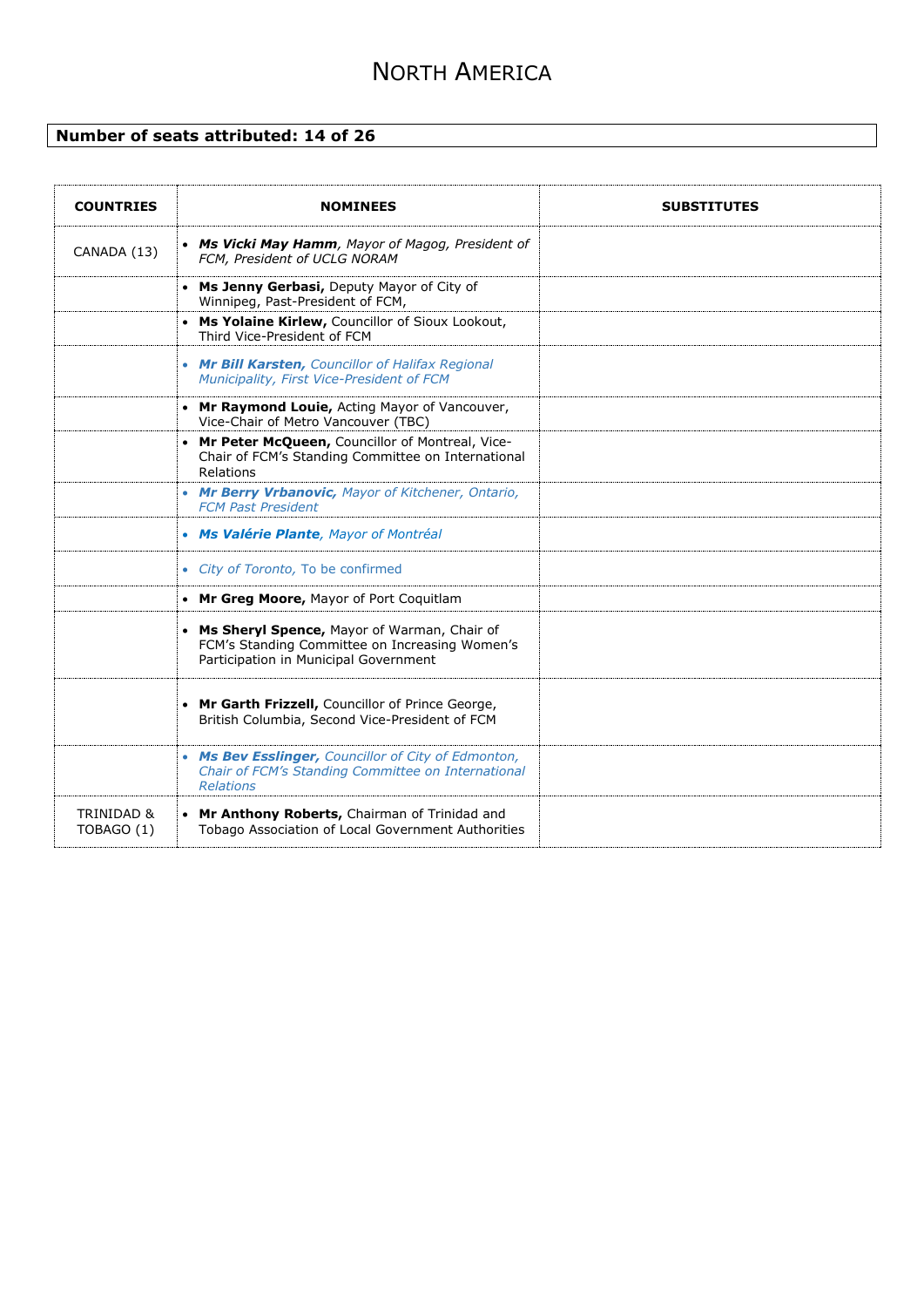# North America

**Number of seats attributed: 14 of 26**

| COUNTRIES | NOMINEES | SUBSTITUTES |
|---|---|---|
| CANADA (13) | • ***Ms Vicki May Hamm***, *Mayor of Magog, President of FCM, President of UCLG NORAM* | |
| | • **Ms Jenny Gerbasi,** Deputy Mayor of City of Winnipeg, Past-President of FCM, | |
| | • **Ms Yolaine Kirlew,** Councillor of Sioux Lookout, Third Vice-President of FCM | |
| | • ***Mr Bill Karsten,*** *Councillor of Halifax Regional Municipality, First Vice-President of FCM* | |
| | • **Mr Raymond Louie,** Acting Mayor of Vancouver, Vice-Chair of Metro Vancouver (TBC) | |
| | • **Mr Peter McQueen,** Councillor of Montreal, Vice-Chair of FCM's Standing Committee on International Relations | |
| | • ***Mr Berry Vrbanovic,*** *Mayor of Kitchener, Ontario, FCM Past President* | |
| | • ***Ms Valérie Plante***, *Mayor of Montréal* | |
| | • *City of Toronto,* To be confirmed | |
| | • **Mr Greg Moore,** Mayor of Port Coquitlam | |
| | • **Ms Sheryl Spence,** Mayor of Warman, Chair of FCM's Standing Committee on Increasing Women's Participation in Municipal Government | |
| | • **Mr Garth Frizzell,** Councillor of Prince George, British Columbia, Second Vice-President of FCM | |
| | • ***Ms Bev Esslinger,*** *Councillor of City of Edmonton, Chair of FCM's Standing Committee on International Relations* | |
| TRINIDAD & TOBAGO (1) | • **Mr Anthony Roberts,** Chairman of Trinidad and Tobago Association of Local Government Authorities | |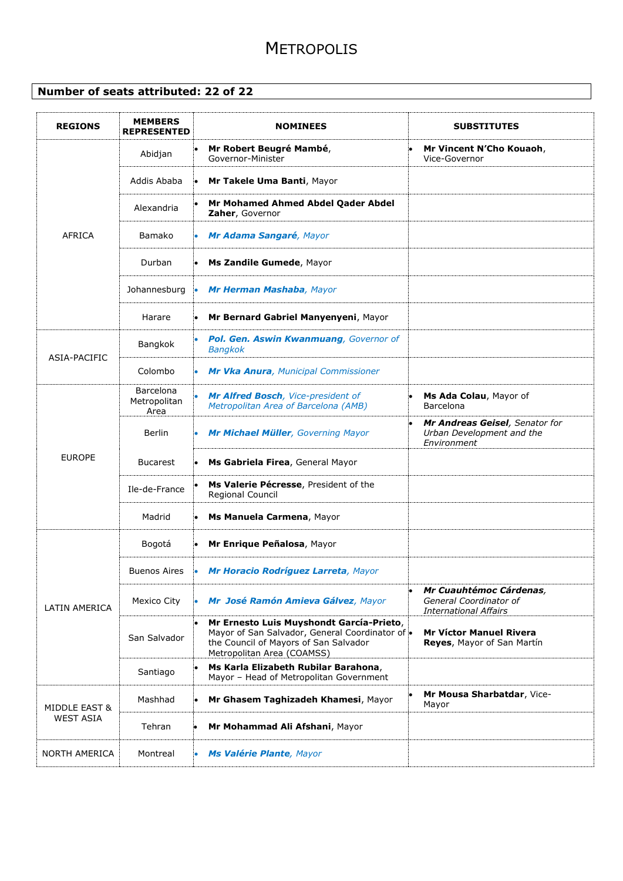# METROPOLIS

**Number of seats attributed: 22 of 22**

| REGIONS | MEMBERS REPRESENTED | NOMINEES | SUBSTITUTES |
|---|---|---|---|
| AFRICA | Abidjan | • **Mr Robert Beugré Mambé**, Governor-Minister | • **Mr Vincent N'Cho Kouaoh**, Vice-Governor |
| | Addis Ababa | • **Mr Takele Uma Banti**, Mayor | |
| | Alexandria | • **Mr Mohamed Ahmed Abdel Qader Abdel Zaher**, Governor | |
| | Bamako | • ***Mr Adama Sangaré**, Mayor* | |
| | Durban | • **Ms Zandile Gumede**, Mayor | |
| | Johannesburg | • ***Mr Herman Mashaba**, Mayor* | |
| | Harare | • **Mr Bernard Gabriel Manyenyeni**, Mayor | |
| ASIA-PACIFIC | Bangkok | • ***Pol. Gen. Aswin Kwanmuang**, Governor of Bangkok* | |
| | Colombo | • ***Mr Vka Anura**, Municipal Commissioner* | |
| EUROPE | Barcelona Metropolitan Area | • ***Mr Alfred Bosch**, Vice-president of Metropolitan Area of Barcelona (AMB)* | • **Ms Ada Colau**, Mayor of Barcelona |
| | Berlin | • ***Mr Michael Müller**, Governing Mayor* | • ***Mr Andreas Geisel**, Senator for Urban Development and the Environment* |
| | Bucarest | • **Ms Gabriela Firea**, General Mayor | |
| | Ile-de-France | • **Ms Valerie Pécresse**, President of the Regional Council | |
| | Madrid | • **Ms Manuela Carmena**, Mayor | |
| LATIN AMERICA | Bogotá | • **Mr Enrique Peñalosa**, Mayor | |
| | Buenos Aires | • ***Mr Horacio Rodríguez Larreta**, Mayor* | |
| | Mexico City | • ***Mr José Ramón Amieva Gálvez**, Mayor* | • ***Mr Cuauhtémoc Cárdenas**, General Coordinator of International Affairs* |
| | San Salvador | • **Mr Ernesto Luis Muyshondt García-Prieto**, Mayor of San Salvador, General Coordinator of the Council of Mayors of San Salvador Metropolitan Area (COAMSS) | • **Mr Víctor Manuel Rivera Reyes**, Mayor of San Martín |
| | Santiago | • **Ms Karla Elizabeth Rubilar Barahona**, Mayor – Head of Metropolitan Government | |
| MIDDLE EAST & WEST ASIA | Mashhad | • **Mr Ghasem Taghizadeh Khamesi**, Mayor | • **Mr Mousa Sharbatdar**, Vice-Mayor |
| | Tehran | • **Mr Mohammad Ali Afshani**, Mayor | |
| NORTH AMERICA | Montreal | • ***Ms Valérie Plante**, Mayor* | |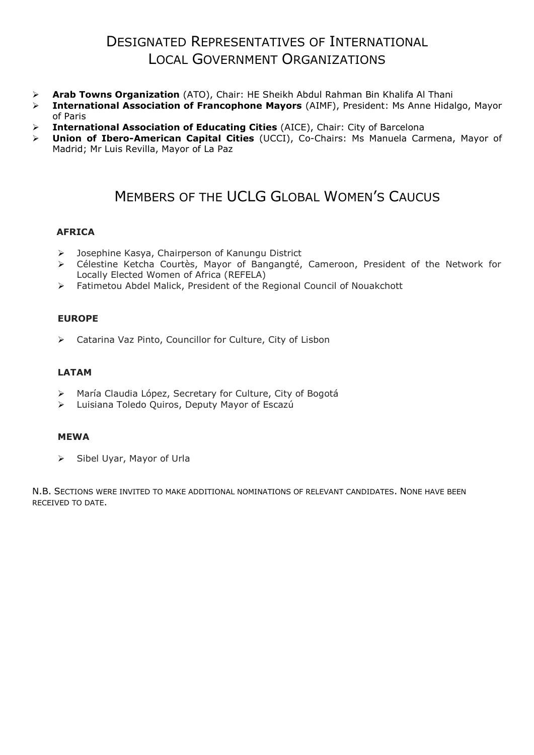# Designated Representatives of International Local Government Organizations

- **Arab Towns Organization** (ATO), Chair: HE Sheikh Abdul Rahman Bin Khalifa Al Thani
- **International Association of Francophone Mayors** (AIMF), President: Ms Anne Hidalgo, Mayor of Paris
- **International Association of Educating Cities** (AICE), Chair: City of Barcelona
- **Union of Ibero-American Capital Cities** (UCCI), Co-Chairs: Ms Manuela Carmena, Mayor of Madrid; Mr Luis Revilla, Mayor of La Paz

# Members of the UCLG Global Women's Caucus

### AFRICA

- Josephine Kasya, Chairperson of Kanungu District
- Célestine Ketcha Courtès, Mayor of Bangangté, Cameroon, President of the Network for Locally Elected Women of Africa (REFELA)
- Fatimetou Abdel Malick, President of the Regional Council of Nouakchott

### EUROPE

- Catarina Vaz Pinto, Councillor for Culture, City of Lisbon

### LATAM

- María Claudia López, Secretary for Culture, City of Bogotá
- Luisiana Toledo Quiros, Deputy Mayor of Escazú

### MEWA

- Sibel Uyar, Mayor of Urla

N.B. Sections were invited to make additional nominations of relevant candidates. None have been received to date.